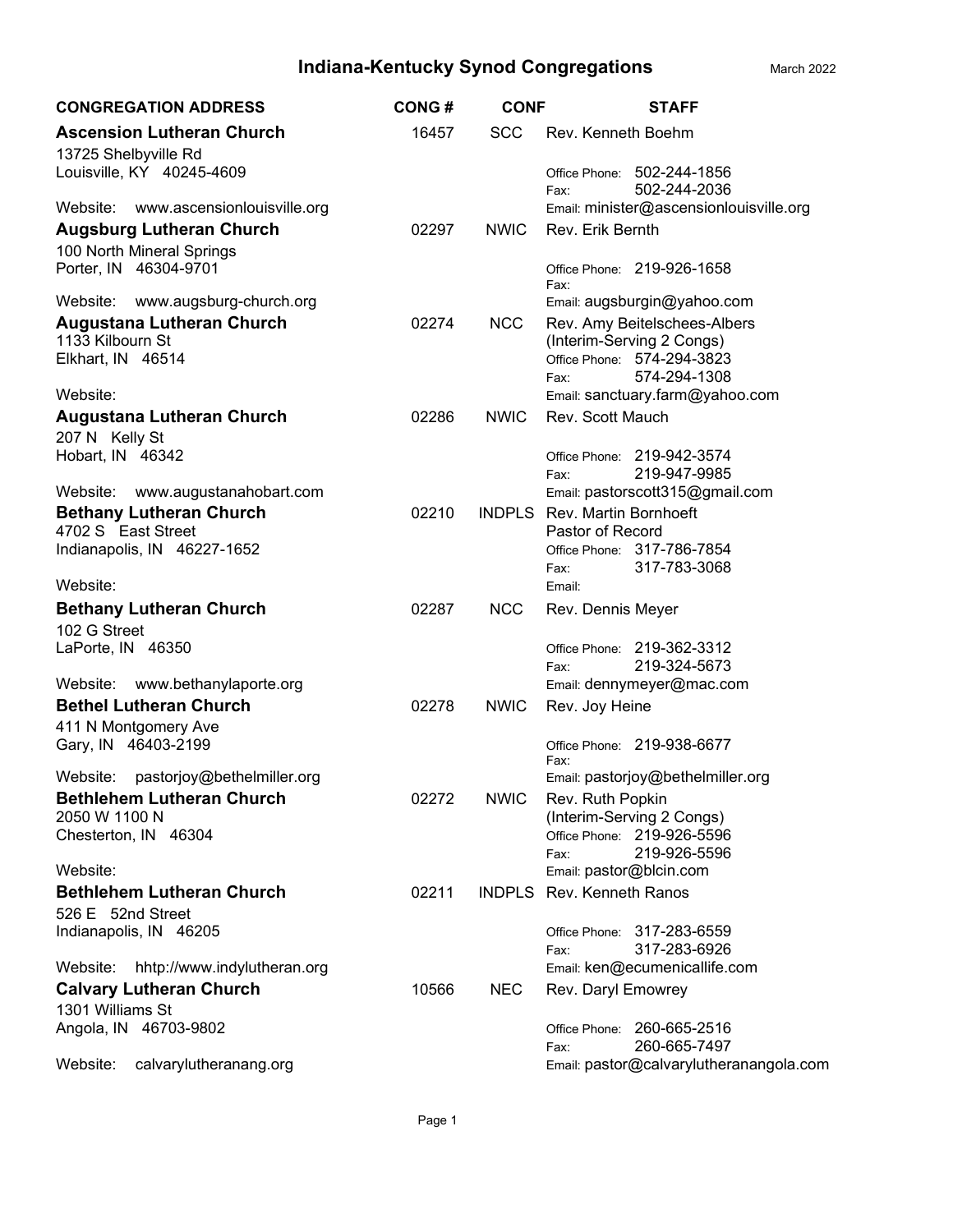# Indiana-Kentucky Synod Congregations

March 2022

| CONGREGATION ADDRESS | CONG # | CONF | STAFF |
|---|---|---|---|
| **Ascension Lutheran Church**<br>13725 Shelbyville Rd<br>Louisville, KY 40245-4609<br>Website: www.ascensionlouisville.org | 16457 | SCC | Rev. Kenneth Boehm<br>Office Phone: 502-244-1856<br>Fax: 502-244-2036<br>Email: minister@ascensionlouisville.org |
| **Augsburg Lutheran Church**<br>100 North Mineral Springs<br>Porter, IN 46304-9701<br>Website: www.augsburg-church.org | 02297 | NWIC | Rev. Erik Bernth<br>Office Phone: 219-926-1658<br>Fax:<br>Email: augsburgin@yahoo.com |
| **Augustana Lutheran Church**<br>1133 Kilbourn St<br>Elkhart, IN 46514<br>Website: | 02274 | NCC | Rev. Amy Beitelschees-Albers<br>(Interim-Serving 2 Congs)<br>Office Phone: 574-294-3823<br>Fax: 574-294-1308<br>Email: sanctuary.farm@yahoo.com |
| **Augustana Lutheran Church**<br>207 N Kelly St<br>Hobart, IN 46342<br>Website: www.augustanahobart.com | 02286 | NWIC | Rev. Scott Mauch<br>Office Phone: 219-942-3574<br>Fax: 219-947-9985<br>Email: pastorscott315@gmail.com |
| **Bethany Lutheran Church**<br>4702 S East Street<br>Indianapolis, IN 46227-1652<br>Website: | 02210 | INDPLS | Rev. Martin Bornhoeft<br>Pastor of Record<br>Office Phone: 317-786-7854<br>Fax: 317-783-3068<br>Email: |
| **Bethany Lutheran Church**<br>102 G Street<br>LaPorte, IN 46350<br>Website: www.bethanylaporte.org | 02287 | NCC | Rev. Dennis Meyer<br>Office Phone: 219-362-3312<br>Fax: 219-324-5673<br>Email: dennymeyer@mac.com |
| **Bethel Lutheran Church**<br>411 N Montgomery Ave<br>Gary, IN 46403-2199<br>Website: pastorjoy@bethelmiller.org | 02278 | NWIC | Rev. Joy Heine<br>Office Phone: 219-938-6677<br>Fax:<br>Email: pastorjoy@bethelmiller.org |
| **Bethlehem Lutheran Church**<br>2050 W 1100 N<br>Chesterton, IN 46304<br>Website: | 02272 | NWIC | Rev. Ruth Popkin<br>(Interim-Serving 2 Congs)<br>Office Phone: 219-926-5596<br>Fax: 219-926-5596<br>Email: pastor@blcin.com |
| **Bethlehem Lutheran Church**<br>526 E 52nd Street<br>Indianapolis, IN 46205<br>Website: hhtp://www.indylutheran.org | 02211 | INDPLS | Rev. Kenneth Ranos<br>Office Phone: 317-283-6559<br>Fax: 317-283-6926<br>Email: ken@ecumenicallife.com |
| **Calvary Lutheran Church**<br>1301 Williams St<br>Angola, IN 46703-9802<br>Website: calvarylutheranang.org | 10566 | NEC | Rev. Daryl Emowrey<br>Office Phone: 260-665-2516<br>Fax: 260-665-7497<br>Email: pastor@calvarylutheranangola.com |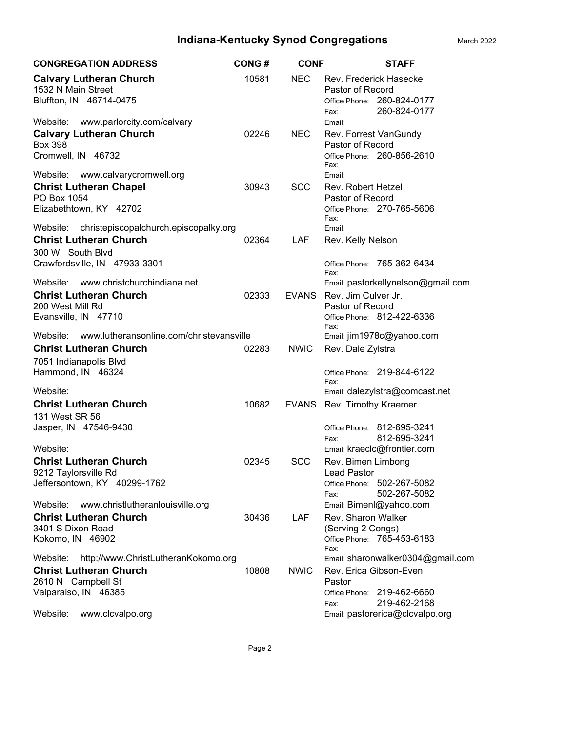# Indiana-Kentucky Synod Congregations

March 2022

| CONGREGATION ADDRESS | CONG # | CONF | STAFF |
|---|---|---|---|
| **Calvary Lutheran Church**<br>1532 N Main Street<br>Bluffton, IN 46714-0475<br>Website: www.parlorcity.com/calvary | 10581 | NEC | Rev. Frederick Hasecke<br>Pastor of Record<br>Office Phone: 260-824-0177<br>Fax: 260-824-0177<br>Email: |
| **Calvary Lutheran Church**<br>Box 398<br>Cromwell, IN 46732<br>Website: www.calvarycromwell.org | 02246 | NEC | Rev. Forrest VanGundy<br>Pastor of Record<br>Office Phone: 260-856-2610<br>Fax:<br>Email: |
| **Christ Lutheran Chapel**<br>PO Box 1054<br>Elizabethtown, KY 42702<br>Website: christepiscopalchurch.episcopalky.org | 30943 | SCC | Rev. Robert Hetzel<br>Pastor of Record<br>Office Phone: 270-765-5606<br>Fax:<br>Email: |
| **Christ Lutheran Church**<br>300 W South Blvd<br>Crawfordsville, IN 47933-3301<br>Website: www.christchurchindiana.net | 02364 | LAF | Rev. Kelly Nelson<br>Office Phone: 765-362-6434<br>Fax:<br>Email: pastorkellynelson@gmail.com |
| **Christ Lutheran Church**<br>200 West Mill Rd<br>Evansville, IN 47710<br>Website: www.lutheransonline.com/christevansville | 02333 | EVANS | Rev. Jim Culver Jr.<br>Pastor of Record<br>Office Phone: 812-422-6336<br>Fax:<br>Email: jim1978c@yahoo.com |
| **Christ Lutheran Church**<br>7051 Indianapolis Blvd<br>Hammond, IN 46324<br>Website: | 02283 | NWIC | Rev. Dale Zylstra<br>Office Phone: 219-844-6122<br>Fax:<br>Email: dalezylstra@comcast.net |
| **Christ Lutheran Church**<br>131 West SR 56<br>Jasper, IN 47546-9430<br>Website: | 10682 | EVANS | Rev. Timothy Kraemer<br>Office Phone: 812-695-3241<br>Fax: 812-695-3241<br>Email: kraeclc@frontier.com |
| **Christ Lutheran Church**<br>9212 Taylorsville Rd<br>Jeffersontown, KY 40299-1762<br>Website: www.christlutheranlouisville.org | 02345 | SCC | Rev. Bimen Limbong<br>Lead Pastor<br>Office Phone: 502-267-5082<br>Fax: 502-267-5082<br>Email: Bimenl@yahoo.com |
| **Christ Lutheran Church**<br>3401 S Dixon Road<br>Kokomo, IN 46902<br>Website: http://www.ChristLutheranKokomo.org | 30436 | LAF | Rev. Sharon Walker<br>(Serving 2 Congs)<br>Office Phone: 765-453-6183<br>Fax:<br>Email: sharonwalker0304@gmail.com |
| **Christ Lutheran Church**<br>2610 N Campbell St<br>Valparaiso, IN 46385<br>Website: www.clcvalpo.org | 10808 | NWIC | Rev. Erica Gibson-Even<br>Pastor<br>Office Phone: 219-462-6660<br>Fax: 219-462-2168<br>Email: pastorerica@clcvalpo.org |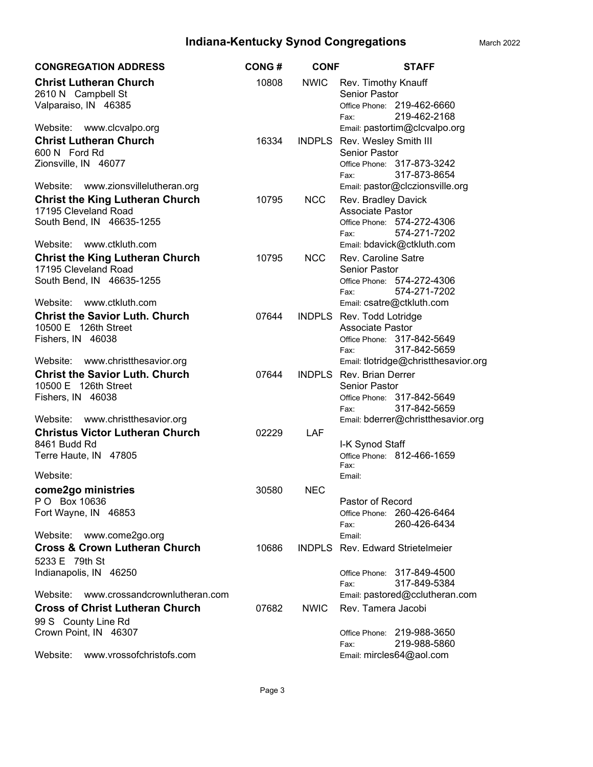# Indiana-Kentucky Synod Congregations

March 2022

| CONGREGATION ADDRESS | CONG # | CONF | STAFF |
|---|---|---|---|
| **Christ Lutheran Church**<br>2610 N Campbell St<br>Valparaiso, IN 46385<br>Website: www.clcvalpo.org | 10808 | NWIC | Rev. Timothy Knauff<br>Senior Pastor<br>Office Phone: 219-462-6660<br>Fax: 219-462-2168<br>Email: pastortim@clcvalpo.org |
| **Christ Lutheran Church**<br>600 N Ford Rd<br>Zionsville, IN 46077<br>Website: www.zionsvillelutheran.org | 16334 | INDPLS | Rev. Wesley Smith III<br>Senior Pastor<br>Office Phone: 317-873-3242<br>Fax: 317-873-8654<br>Email: pastor@clczionsville.org |
| **Christ the King Lutheran Church**<br>17195 Cleveland Road<br>South Bend, IN 46635-1255<br>Website: www.ctkluth.com | 10795 | NCC | Rev. Bradley Davick<br>Associate Pastor<br>Office Phone: 574-272-4306<br>Fax: 574-271-7202<br>Email: bdavick@ctkluth.com |
| **Christ the King Lutheran Church**<br>17195 Cleveland Road<br>South Bend, IN 46635-1255<br>Website: www.ctkluth.com | 10795 | NCC | Rev. Caroline Satre<br>Senior Pastor<br>Office Phone: 574-272-4306<br>Fax: 574-271-7202<br>Email: csatre@ctkluth.com |
| **Christ the Savior Luth. Church**<br>10500 E 126th Street<br>Fishers, IN 46038<br>Website: www.christthesavior.org | 07644 | INDPLS | Rev. Todd Lotridge<br>Associate Pastor<br>Office Phone: 317-842-5649<br>Fax: 317-842-5659<br>Email: tlotridge@christthesavior.org |
| **Christ the Savior Luth. Church**<br>10500 E 126th Street<br>Fishers, IN 46038<br>Website: www.christthesavior.org | 07644 | INDPLS | Rev. Brian Derrer<br>Senior Pastor<br>Office Phone: 317-842-5649<br>Fax: 317-842-5659<br>Email: bderrer@christthesavior.org |
| **Christus Victor Lutheran Church**<br>8461 Budd Rd<br>Terre Haute, IN 47805<br>Website: | 02229 | LAF | I-K Synod Staff<br>Office Phone: 812-466-1659<br>Fax:<br>Email: |
| **come2go ministries**<br>P O Box 10636<br>Fort Wayne, IN 46853<br>Website: www.come2go.org | 30580 | NEC | Pastor of Record<br>Office Phone: 260-426-6464<br>Fax: 260-426-6434<br>Email: |
| **Cross & Crown Lutheran Church**<br>5233 E 79th St<br>Indianapolis, IN 46250<br>Website: www.crossandcrownlutheran.com | 10686 | INDPLS | Rev. Edward Strietelmeier<br>Office Phone: 317-849-4500<br>Fax: 317-849-5384<br>Email: pastored@cclutheran.com |
| **Cross of Christ Lutheran Church**<br>99 S County Line Rd<br>Crown Point, IN 46307<br>Website: www.vrossofchristofs.com | 07682 | NWIC | Rev. Tamera Jacobi<br>Office Phone: 219-988-3650<br>Fax: 219-988-5860<br>Email: mircles64@aol.com |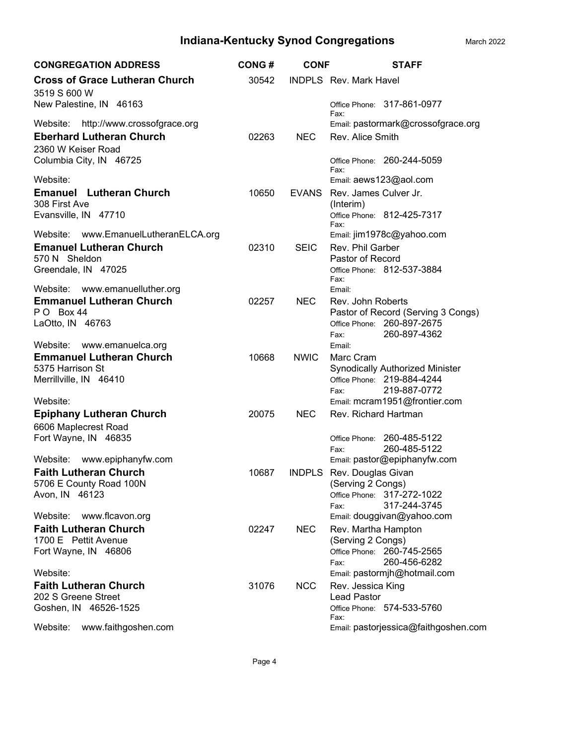# Indiana-Kentucky Synod Congregations

March 2022

| CONGREGATION ADDRESS | CONG # | CONF | STAFF |
|---|---|---|---|
| **Cross of Grace Lutheran Church**<br>3519 S 600 W<br>New Palestine, IN 46163<br>Website: http://www.crossofgrace.org | 30542 | INDPLS | Rev. Mark Havel<br>Office Phone: 317-861-0977<br>Fax:<br>Email: pastormark@crossofgrace.org |
| **Eberhard Lutheran Church**<br>2360 W Keiser Road<br>Columbia City, IN 46725<br>Website: | 02263 | NEC | Rev. Alice Smith<br>Office Phone: 260-244-5059<br>Fax:<br>Email: aews123@aol.com |
| **Emanuel Lutheran Church**<br>308 First Ave<br>Evansville, IN 47710<br>Website: www.EmanuelLutheranELCA.org | 10650 | EVANS | Rev. James Culver Jr.<br>(Interim)<br>Office Phone: 812-425-7317<br>Fax:<br>Email: jim1978c@yahoo.com |
| **Emanuel Lutheran Church**<br>570 N Sheldon<br>Greendale, IN 47025<br>Website: www.emanuelluther.org | 02310 | SEIC | Rev. Phil Garber<br>Pastor of Record<br>Office Phone: 812-537-3884<br>Fax:<br>Email: |
| **Emmanuel Lutheran Church**<br>P O Box 44<br>LaOtto, IN 46763<br>Website: www.emanuelca.org | 02257 | NEC | Rev. John Roberts<br>Pastor of Record (Serving 3 Congs)<br>Office Phone: 260-897-2675<br>Fax: 260-897-4362<br>Email: |
| **Emmanuel Lutheran Church**<br>5375 Harrison St<br>Merrillville, IN 46410<br>Website: | 10668 | NWIC | Marc Cram<br>Synodically Authorized Minister<br>Office Phone: 219-884-4244<br>Fax: 219-887-0772<br>Email: mcram1951@frontier.com |
| **Epiphany Lutheran Church**<br>6606 Maplecrest Road<br>Fort Wayne, IN 46835<br>Website: www.epiphanyfw.com | 20075 | NEC | Rev. Richard Hartman<br>Office Phone: 260-485-5122<br>Fax: 260-485-5122<br>Email: pastor@epiphanyfw.com |
| **Faith Lutheran Church**<br>5706 E County Road 100N<br>Avon, IN 46123<br>Website: www.flcavon.org | 10687 | INDPLS | Rev. Douglas Givan<br>(Serving 2 Congs)<br>Office Phone: 317-272-1022<br>Fax: 317-244-3745<br>Email: douggivan@yahoo.com |
| **Faith Lutheran Church**<br>1700 E Pettit Avenue<br>Fort Wayne, IN 46806<br>Website: | 02247 | NEC | Rev. Martha Hampton<br>(Serving 2 Congs)<br>Office Phone: 260-745-2565<br>Fax: 260-456-6282<br>Email: pastormjh@hotmail.com |
| **Faith Lutheran Church**<br>202 S Greene Street<br>Goshen, IN 46526-1525<br>Website: www.faithgoshen.com | 31076 | NCC | Rev. Jessica King<br>Lead Pastor<br>Office Phone: 574-533-5760<br>Fax:<br>Email: pastorjessica@faithgoshen.com |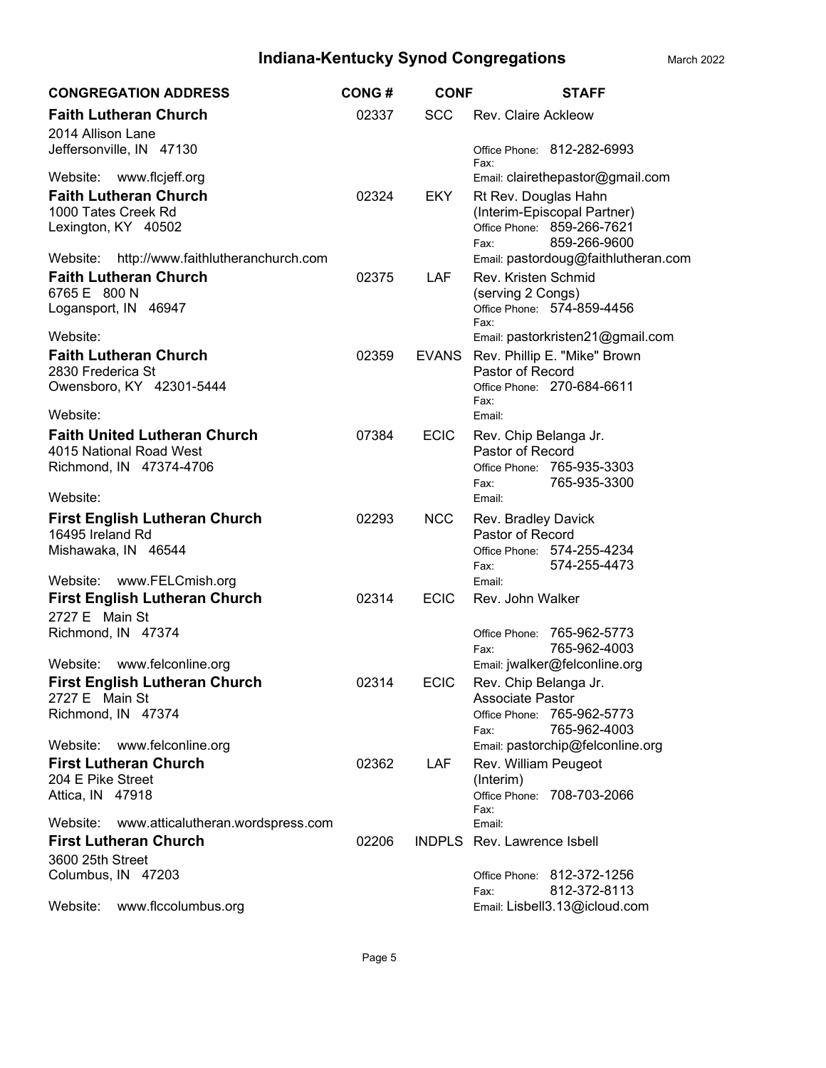# Indiana-Kentucky Synod Congregations

March 2022

| CONGREGATION ADDRESS | CONG # | CONF | STAFF |
| --- | --- | --- | --- |
| **Faith Lutheran Church**<br>2014 Allison Lane<br>Jeffersonville, IN 47130<br>Website: www.flcjeff.org | 02337 | SCC | Rev. Claire Ackleow<br>Office Phone: 812-282-6993<br>Fax:<br>Email: clairethepastor@gmail.com |
| **Faith Lutheran Church**<br>1000 Tates Creek Rd<br>Lexington, KY 40502<br>Website: http://www.faithlutheranchurch.com | 02324 | EKY | Rt Rev. Douglas Hahn<br>(Interim-Episcopal Partner)<br>Office Phone: 859-266-7621<br>Fax: 859-266-9600<br>Email: pastordoug@faithlutheran.com |
| **Faith Lutheran Church**<br>6765 E 800 N<br>Logansport, IN 46947<br>Website: | 02375 | LAF | Rev. Kristen Schmid<br>(serving 2 Congs)<br>Office Phone: 574-859-4456<br>Fax:<br>Email: pastorkristen21@gmail.com |
| **Faith Lutheran Church**<br>2830 Frederica St<br>Owensboro, KY 42301-5444<br>Website: | 02359 | EVANS | Rev. Phillip E. "Mike" Brown<br>Pastor of Record<br>Office Phone: 270-684-6611<br>Fax:<br>Email: |
| **Faith United Lutheran Church**<br>4015 National Road West<br>Richmond, IN 47374-4706<br>Website: | 07384 | ECIC | Rev. Chip Belanga Jr.<br>Pastor of Record<br>Office Phone: 765-935-3303<br>Fax: 765-935-3300<br>Email: |
| **First English Lutheran Church**<br>16495 Ireland Rd<br>Mishawaka, IN 46544<br>Website: www.FELCmish.org | 02293 | NCC | Rev. Bradley Davick<br>Pastor of Record<br>Office Phone: 574-255-4234<br>Fax: 574-255-4473<br>Email: |
| **First English Lutheran Church**<br>2727 E Main St<br>Richmond, IN 47374<br>Website: www.felconline.org | 02314 | ECIC | Rev. John Walker<br>Office Phone: 765-962-5773<br>Fax: 765-962-4003<br>Email: jwalker@felconline.org |
| **First English Lutheran Church**<br>2727 E Main St<br>Richmond, IN 47374<br>Website: www.felconline.org | 02314 | ECIC | Rev. Chip Belanga Jr.<br>Associate Pastor<br>Office Phone: 765-962-5773<br>Fax: 765-962-4003<br>Email: pastorchip@felconline.org |
| **First Lutheran Church**<br>204 E Pike Street<br>Attica, IN 47918<br>Website: www.atticalutheran.wordspress.com | 02362 | LAF | Rev. William Peugeot<br>(Interim)<br>Office Phone: 708-703-2066<br>Fax:<br>Email: |
| **First Lutheran Church**<br>3600 25th Street<br>Columbus, IN 47203<br>Website: www.flccolumbus.org | 02206 | INDPLS | Rev. Lawrence Isbell<br>Office Phone: 812-372-1256<br>Fax: 812-372-8113<br>Email: Lisbell3.13@icloud.com |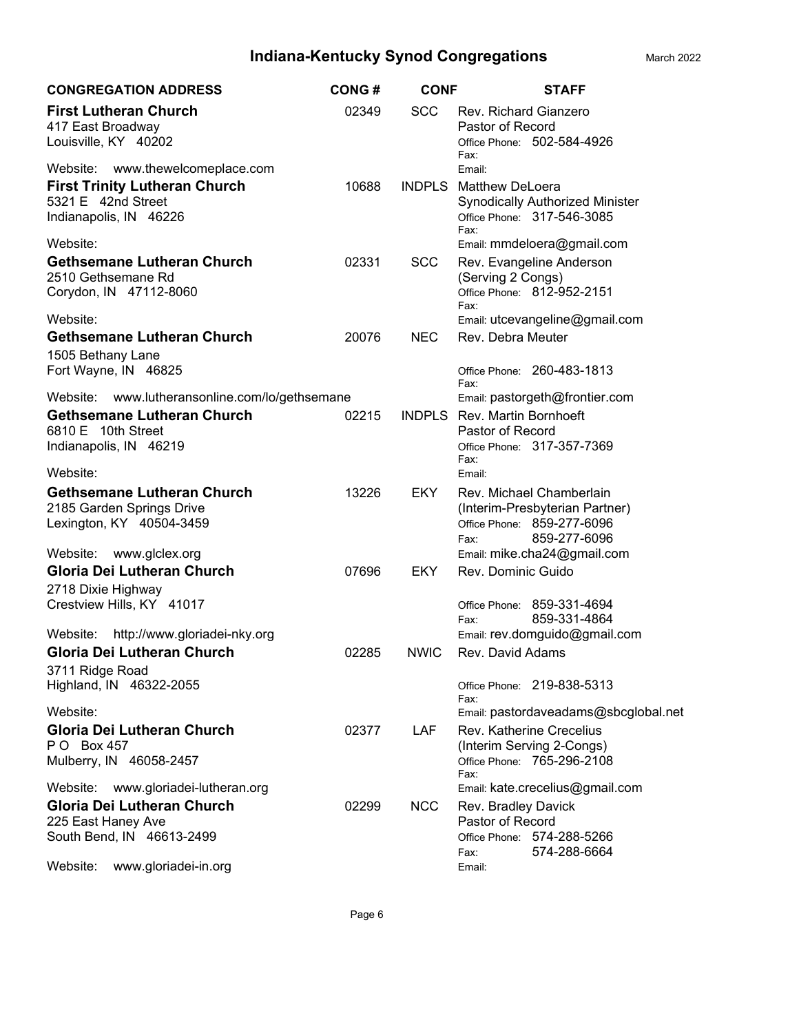# Indiana-Kentucky Synod Congregations

March 2022

| CONGREGATION ADDRESS | CONG # | CONF | STAFF |
| --- | --- | --- | --- |
| **First Lutheran Church**<br>417 East Broadway<br>Louisville, KY 40202<br>Website: www.thewelcomeplace.com | 02349 | SCC | Rev. Richard Gianzero<br>Pastor of Record<br>Office Phone: 502-584-4926<br>Fax:<br>Email: |
| **First Trinity Lutheran Church**<br>5321 E 42nd Street<br>Indianapolis, IN 46226<br>Website: | 10688 | INDPLS | Matthew DeLoera<br>Synodically Authorized Minister<br>Office Phone: 317-546-3085<br>Fax:<br>Email: mmdeloera@gmail.com |
| **Gethsemane Lutheran Church**<br>2510 Gethsemane Rd<br>Corydon, IN 47112-8060<br>Website: | 02331 | SCC | Rev. Evangeline Anderson<br>(Serving 2 Congs)<br>Office Phone: 812-952-2151<br>Fax:<br>Email: utcevangeline@gmail.com |
| **Gethsemane Lutheran Church**<br>1505 Bethany Lane<br>Fort Wayne, IN 46825<br>Website: www.lutheransonline.com/lo/gethsemane | 20076 | NEC | Rev. Debra Meuter<br>Office Phone: 260-483-1813<br>Fax:<br>Email: pastorgeth@frontier.com |
| **Gethsemane Lutheran Church**<br>6810 E 10th Street<br>Indianapolis, IN 46219<br>Website: | 02215 | INDPLS | Rev. Martin Bornhoeft<br>Pastor of Record<br>Office Phone: 317-357-7369<br>Fax:<br>Email: |
| **Gethsemane Lutheran Church**<br>2185 Garden Springs Drive<br>Lexington, KY 40504-3459<br>Website: www.glclex.org | 13226 | EKY | Rev. Michael Chamberlain<br>(Interim-Presbyterian Partner)<br>Office Phone: 859-277-6096<br>Fax: 859-277-6096<br>Email: mike.cha24@gmail.com |
| **Gloria Dei Lutheran Church**<br>2718 Dixie Highway<br>Crestview Hills, KY 41017<br>Website: http://www.gloriadei-nky.org | 07696 | EKY | Rev. Dominic Guido<br>Office Phone: 859-331-4694<br>Fax: 859-331-4864<br>Email: rev.domguido@gmail.com |
| **Gloria Dei Lutheran Church**<br>3711 Ridge Road<br>Highland, IN 46322-2055<br>Website: | 02285 | NWIC | Rev. David Adams<br>Office Phone: 219-838-5313<br>Fax:<br>Email: pastordaveadams@sbcglobal.net |
| **Gloria Dei Lutheran Church**<br>P O Box 457<br>Mulberry, IN 46058-2457<br>Website: www.gloriadei-lutheran.org | 02377 | LAF | Rev. Katherine Crecelius<br>(Interim Serving 2-Congs)<br>Office Phone: 765-296-2108<br>Fax:<br>Email: kate.crecelius@gmail.com |
| **Gloria Dei Lutheran Church**<br>225 East Haney Ave<br>South Bend, IN 46613-2499<br>Website: www.gloriadei-in.org | 02299 | NCC | Rev. Bradley Davick<br>Pastor of Record<br>Office Phone: 574-288-5266<br>Fax: 574-288-6664<br>Email: |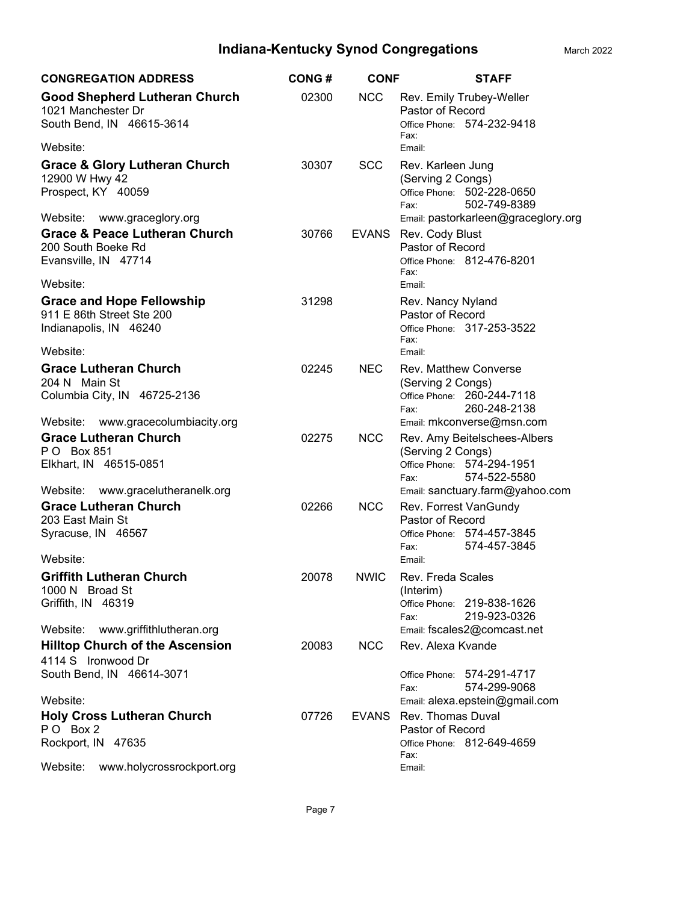# Indiana-Kentucky Synod Congregations

March 2022

| CONGREGATION ADDRESS | CONG # | CONF | STAFF |
|---|---|---|---|
| **Good Shepherd Lutheran Church**<br>1021 Manchester Dr<br>South Bend, IN 46615-3614<br>Website: | 02300 | NCC | Rev. Emily Trubey-Weller<br>Pastor of Record<br>Office Phone: 574-232-9418<br>Fax:<br>Email: |
| **Grace & Glory Lutheran Church**<br>12900 W Hwy 42<br>Prospect, KY 40059<br>Website: www.graceglory.org | 30307 | SCC | Rev. Karleen Jung<br>(Serving 2 Congs)<br>Office Phone: 502-228-0650<br>Fax: 502-749-8389<br>Email: pastorkarleen@graceglory.org |
| **Grace & Peace Lutheran Church**<br>200 South Boeke Rd<br>Evansville, IN 47714<br>Website: | 30766 | EVANS | Rev. Cody Blust<br>Pastor of Record<br>Office Phone: 812-476-8201<br>Fax:<br>Email: |
| **Grace and Hope Fellowship**<br>911 E 86th Street Ste 200<br>Indianapolis, IN 46240<br>Website: | 31298 | | Rev. Nancy Nyland<br>Pastor of Record<br>Office Phone: 317-253-3522<br>Fax:<br>Email: |
| **Grace Lutheran Church**<br>204 N Main St<br>Columbia City, IN 46725-2136<br>Website: www.gracecolumbiacity.org | 02245 | NEC | Rev. Matthew Converse<br>(Serving 2 Congs)<br>Office Phone: 260-244-7118<br>Fax: 260-248-2138<br>Email: mkconverse@msn.com |
| **Grace Lutheran Church**<br>P O Box 851<br>Elkhart, IN 46515-0851<br>Website: www.gracelutheranelk.org | 02275 | NCC | Rev. Amy Beitelschees-Albers<br>(Serving 2 Congs)<br>Office Phone: 574-294-1951<br>Fax: 574-522-5580<br>Email: sanctuary.farm@yahoo.com |
| **Grace Lutheran Church**<br>203 East Main St<br>Syracuse, IN 46567<br>Website: | 02266 | NCC | Rev. Forrest VanGundy<br>Pastor of Record<br>Office Phone: 574-457-3845<br>Fax: 574-457-3845<br>Email: |
| **Griffith Lutheran Church**<br>1000 N Broad St<br>Griffith, IN 46319<br>Website: www.griffithlutheran.org | 20078 | NWIC | Rev. Freda Scales<br>(Interim)<br>Office Phone: 219-838-1626<br>Fax: 219-923-0326<br>Email: fscales2@comcast.net |
| **Hilltop Church of the Ascension**<br>4114 S Ironwood Dr<br>South Bend, IN 46614-3071<br>Website: | 20083 | NCC | Rev. Alexa Kvande<br>Office Phone: 574-291-4717<br>Fax: 574-299-9068<br>Email: alexa.epstein@gmail.com |
| **Holy Cross Lutheran Church**<br>P O Box 2<br>Rockport, IN 47635<br>Website: www.holycrossrockport.org | 07726 | EVANS | Rev. Thomas Duval<br>Pastor of Record<br>Office Phone: 812-649-4659<br>Fax:<br>Email: |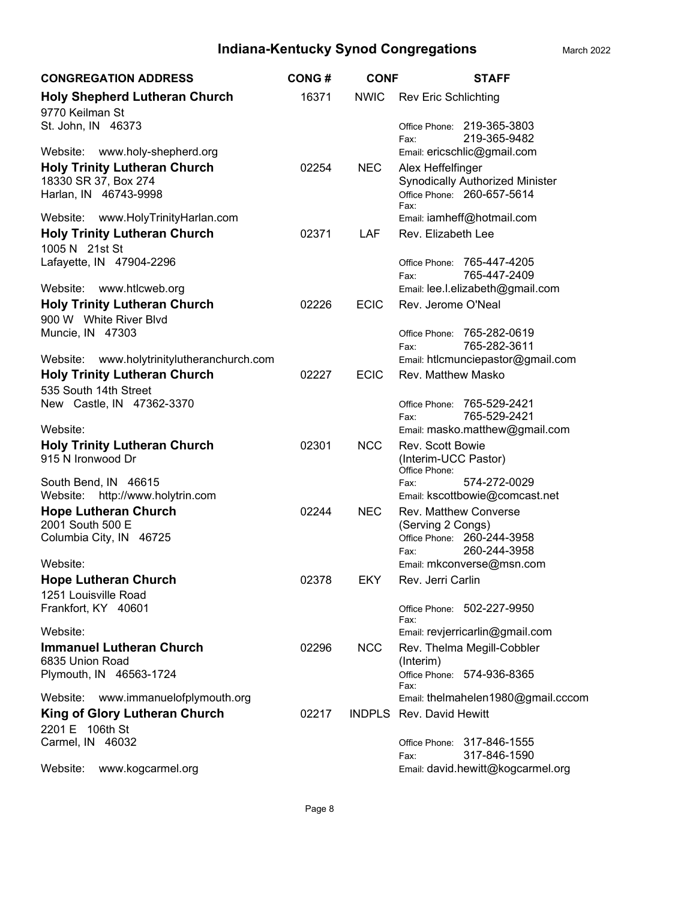# Indiana-Kentucky Synod Congregations

March 2022

| CONGREGATION ADDRESS | CONG # | CONF | STAFF |
|---|---|---|---|
| **Holy Shepherd Lutheran Church**<br>9770 Keilman St<br>St. John, IN 46373<br>Website: www.holy-shepherd.org | 16371 | NWIC | Rev Eric Schlichting<br>Office Phone: 219-365-3803<br>Fax: 219-365-9482<br>Email: ericschlic@gmail.com |
| **Holy Trinity Lutheran Church**<br>18330 SR 37, Box 274<br>Harlan, IN 46743-9998<br>Website: www.HolyTrinityHarlan.com | 02254 | NEC | Alex Heffelfinger<br>Synodically Authorized Minister<br>Office Phone: 260-657-5614<br>Fax:<br>Email: iamheff@hotmail.com |
| **Holy Trinity Lutheran Church**<br>1005 N 21st St<br>Lafayette, IN 47904-2296<br>Website: www.htlcweb.org | 02371 | LAF | Rev. Elizabeth Lee<br>Office Phone: 765-447-4205<br>Fax: 765-447-2409<br>Email: lee.l.elizabeth@gmail.com |
| **Holy Trinity Lutheran Church**<br>900 W White River Blvd<br>Muncie, IN 47303<br>Website: www.holytrinitylutheranchurch.com | 02226 | ECIC | Rev. Jerome O'Neal<br>Office Phone: 765-282-0619<br>Fax: 765-282-3611<br>Email: htlcmunciepastor@gmail.com |
| **Holy Trinity Lutheran Church**<br>535 South 14th Street<br>New Castle, IN 47362-3370<br>Website: | 02227 | ECIC | Rev. Matthew Masko<br>Office Phone: 765-529-2421<br>Fax: 765-529-2421<br>Email: masko.matthew@gmail.com |
| **Holy Trinity Lutheran Church**<br>915 N Ironwood Dr<br>South Bend, IN 46615<br>Website: http://www.holytrin.com | 02301 | NCC | Rev. Scott Bowie<br>(Interim-UCC Pastor)<br>Office Phone:<br>Fax: 574-272-0029<br>Email: kscottbowie@comcast.net |
| **Hope Lutheran Church**<br>2001 South 500 E<br>Columbia City, IN 46725<br>Website: | 02244 | NEC | Rev. Matthew Converse<br>(Serving 2 Congs)<br>Office Phone: 260-244-3958<br>Fax: 260-244-3958<br>Email: mkconverse@msn.com |
| **Hope Lutheran Church**<br>1251 Louisville Road<br>Frankfort, KY 40601<br>Website: | 02378 | EKY | Rev. Jerri Carlin<br>Office Phone: 502-227-9950<br>Fax:<br>Email: revjerricarlin@gmail.com |
| **Immanuel Lutheran Church**<br>6835 Union Road<br>Plymouth, IN 46563-1724<br>Website: www.immanuelofplymouth.org | 02296 | NCC | Rev. Thelma Megill-Cobbler<br>(Interim)<br>Office Phone: 574-936-8365<br>Fax:<br>Email: thelmahelen1980@gmail.cccom |
| **King of Glory Lutheran Church**<br>2201 E 106th St<br>Carmel, IN 46032<br>Website: www.kogcarmel.org | 02217 | INDPLS | Rev. David Hewitt<br>Office Phone: 317-846-1555<br>Fax: 317-846-1590<br>Email: david.hewitt@kogcarmel.org |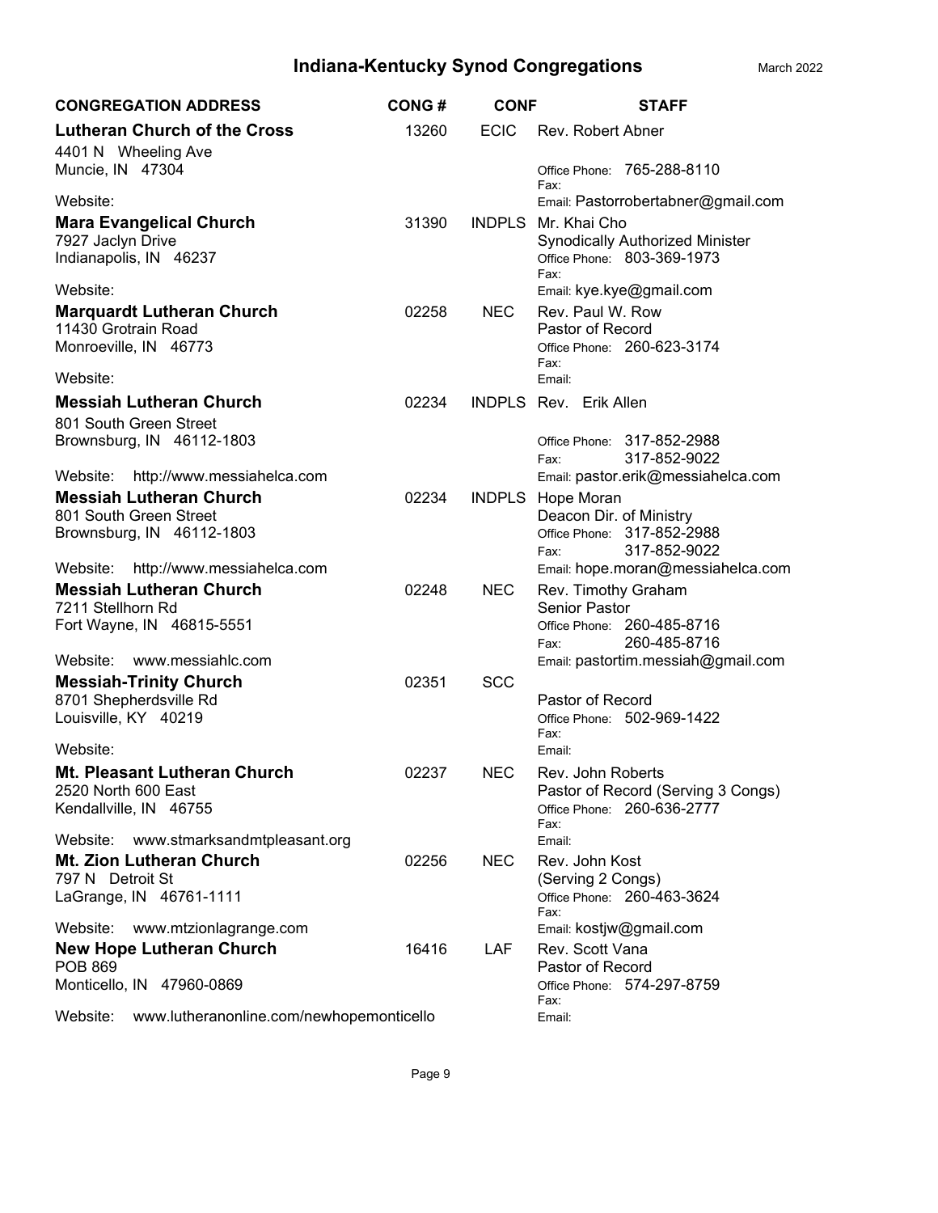# Indana-Kentucky Synod Congregations

March 2022

| CONGREGATION ADDRESS | CONG # | CONF | STAFF |
| --- | --- | --- | --- |
| **Lutheran Church of the Cross**<br>4401 N Wheeling Ave<br>Muncie, IN 47304<br>Website: | 13260 | ECIC | Rev. Robert Abner<br>Office Phone: 765-288-8110<br>Fax:<br>Email: Pastorrobertabner@gmail.com |
| **Mara Evangelical Church**<br>7927 Jaclyn Drive<br>Indianapolis, IN 46237<br>Website: | 31390 | INDPLS | Mr. Khai Cho<br>Synodically Authorized Minister<br>Office Phone: 803-369-1973<br>Fax:<br>Email: kye.kye@gmail.com |
| **Marquardt Lutheran Church**<br>11430 Grotrain Road<br>Monroeville, IN 46773<br>Website: | 02258 | NEC | Rev. Paul W. Row<br>Pastor of Record<br>Office Phone: 260-623-3174<br>Fax:<br>Email: |
| **Messiah Lutheran Church**<br>801 South Green Street<br>Brownsburg, IN 46112-1803<br>Website: http://www.messiahelca.com | 02234 | INDPLS | Rev. Erik Allen<br>Office Phone: 317-852-2988<br>Fax: 317-852-9022<br>Email: pastor.erik@messiahelca.com |
| **Messiah Lutheran Church**<br>801 South Green Street<br>Brownsburg, IN 46112-1803<br>Website: http://www.messiahelca.com | 02234 | INDPLS | Hope Moran<br>Deacon Dir. of Ministry<br>Office Phone: 317-852-2988<br>Fax: 317-852-9022<br>Email: hope.moran@messiahelca.com |
| **Messiah Lutheran Church**<br>7211 Stellhorn Rd<br>Fort Wayne, IN 46815-5551<br>Website: www.messiahlc.com | 02248 | NEC | Rev. Timothy Graham<br>Senior Pastor<br>Office Phone: 260-485-8716<br>Fax: 260-485-8716<br>Email: pastortim.messiah@gmail.com |
| **Messiah-Trinity Church**<br>8701 Shepherdsville Rd<br>Louisville, KY 40219<br>Website: | 02351 | SCC | Pastor of Record<br>Office Phone: 502-969-1422<br>Fax:<br>Email: |
| **Mt. Pleasant Lutheran Church**<br>2520 North 600 East<br>Kendallville, IN 46755<br>Website: www.stmarksandmtpleasant.org | 02237 | NEC | Rev. John Roberts<br>Pastor of Record (Serving 3 Congs)<br>Office Phone: 260-636-2777<br>Fax:<br>Email: |
| **Mt. Zion Lutheran Church**<br>797 N Detroit St<br>LaGrange, IN 46761-1111<br>Website: www.mtzionlagrange.com | 02256 | NEC | Rev. John Kost<br>(Serving 2 Congs)<br>Office Phone: 260-463-3624<br>Fax:<br>Email: kostjw@gmail.com |
| **New Hope Lutheran Church**<br>POB 869<br>Monticello, IN 47960-0869<br>Website: www.lutheranonline.com/newhopemonticello | 16416 | LAF | Rev. Scott Vana<br>Pastor of Record<br>Office Phone: 574-297-8759<br>Fax:<br>Email: |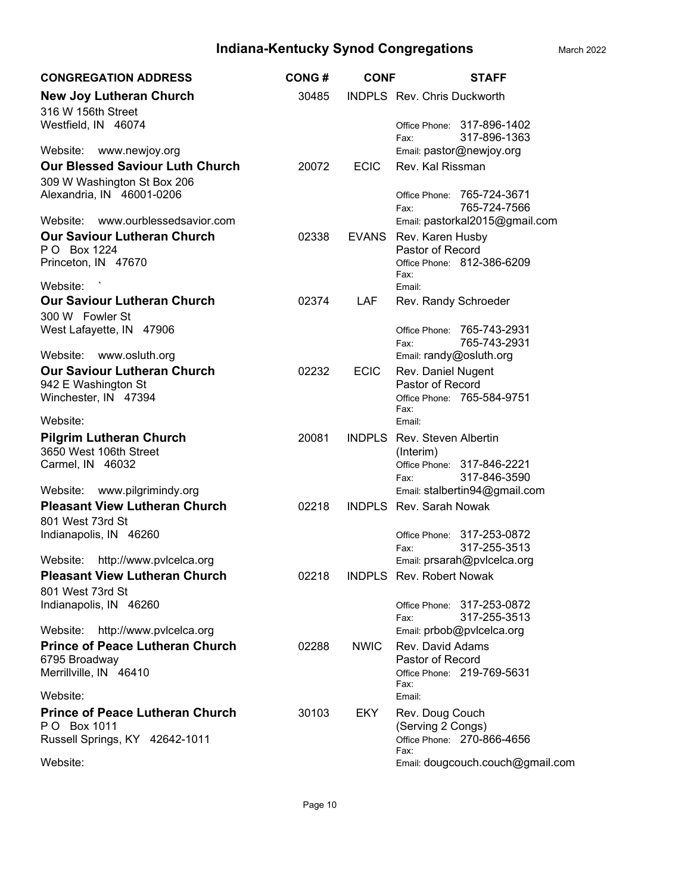# Indiana-Kentucky Synod Congregations

March 2022

| CONGREGATION ADDRESS | CONG # | CONF | STAFF |
| --- | --- | --- | --- |
| **New Joy Lutheran Church**<br>316 W 156th Street<br>Westfield, IN 46074<br>Website: www.newjoy.org | 30485 | INDPLS | Rev. Chris Duckworth<br>Office Phone: 317-896-1402<br>Fax: 317-896-1363<br>Email: pastor@newjoy.org |
| **Our Blessed Saviour Luth Church**<br>309 W Washington St Box 206<br>Alexandria, IN 46001-0206<br>Website: www.ourblessedsavior.com | 20072 | ECIC | Rev. Kal Rissman<br>Office Phone: 765-724-3671<br>Fax: 765-724-7566<br>Email: pastorkal2015@gmail.com |
| **Our Saviour Lutheran Church**<br>P O Box 1224<br>Princeton, IN 47670<br>Website: ` | 02338 | EVANS | Rev. Karen Husby<br>Pastor of Record<br>Office Phone: 812-386-6209<br>Fax:<br>Email: |
| **Our Saviour Lutheran Church**<br>300 W Fowler St<br>West Lafayette, IN 47906<br>Website: www.osluth.org | 02374 | LAF | Rev. Randy Schroeder<br>Office Phone: 765-743-2931<br>Fax: 765-743-2931<br>Email: randy@osluth.org |
| **Our Saviour Lutheran Church**<br>942 E Washington St<br>Winchester, IN 47394<br>Website: | 02232 | ECIC | Rev. Daniel Nugent<br>Pastor of Record<br>Office Phone: 765-584-9751<br>Fax:<br>Email: |
| **Pilgrim Lutheran Church**<br>3650 West 106th Street<br>Carmel, IN 46032<br>Website: www.pilgrimindy.org | 20081 | INDPLS | Rev. Steven Albertin<br>(Interim)<br>Office Phone: 317-846-2221<br>Fax: 317-846-3590<br>Email: stalbertin94@gmail.com |
| **Pleasant View Lutheran Church**<br>801 West 73rd St<br>Indianapolis, IN 46260<br>Website: http://www.pvlcelca.org | 02218 | INDPLS | Rev. Sarah Nowak<br>Office Phone: 317-253-0872<br>Fax: 317-255-3513<br>Email: prsarah@pvlcelca.org |
| **Pleasant View Lutheran Church**<br>801 West 73rd St<br>Indianapolis, IN 46260<br>Website: http://www.pvlcelca.org | 02218 | INDPLS | Rev. Robert Nowak<br>Office Phone: 317-253-0872<br>Fax: 317-255-3513<br>Email: prbob@pvlcelca.org |
| **Prince of Peace Lutheran Church**<br>6795 Broadway<br>Merrillville, IN 46410<br>Website: | 02288 | NWIC | Rev. David Adams<br>Pastor of Record<br>Office Phone: 219-769-5631<br>Fax:<br>Email: |
| **Prince of Peace Lutheran Church**<br>P O Box 1011<br>Russell Springs, KY 42642-1011<br>Website: | 30103 | EKY | Rev. Doug Couch<br>(Serving 2 Congs)<br>Office Phone: 270-866-4656<br>Fax:<br>Email: dougcouch.couch@gmail.com |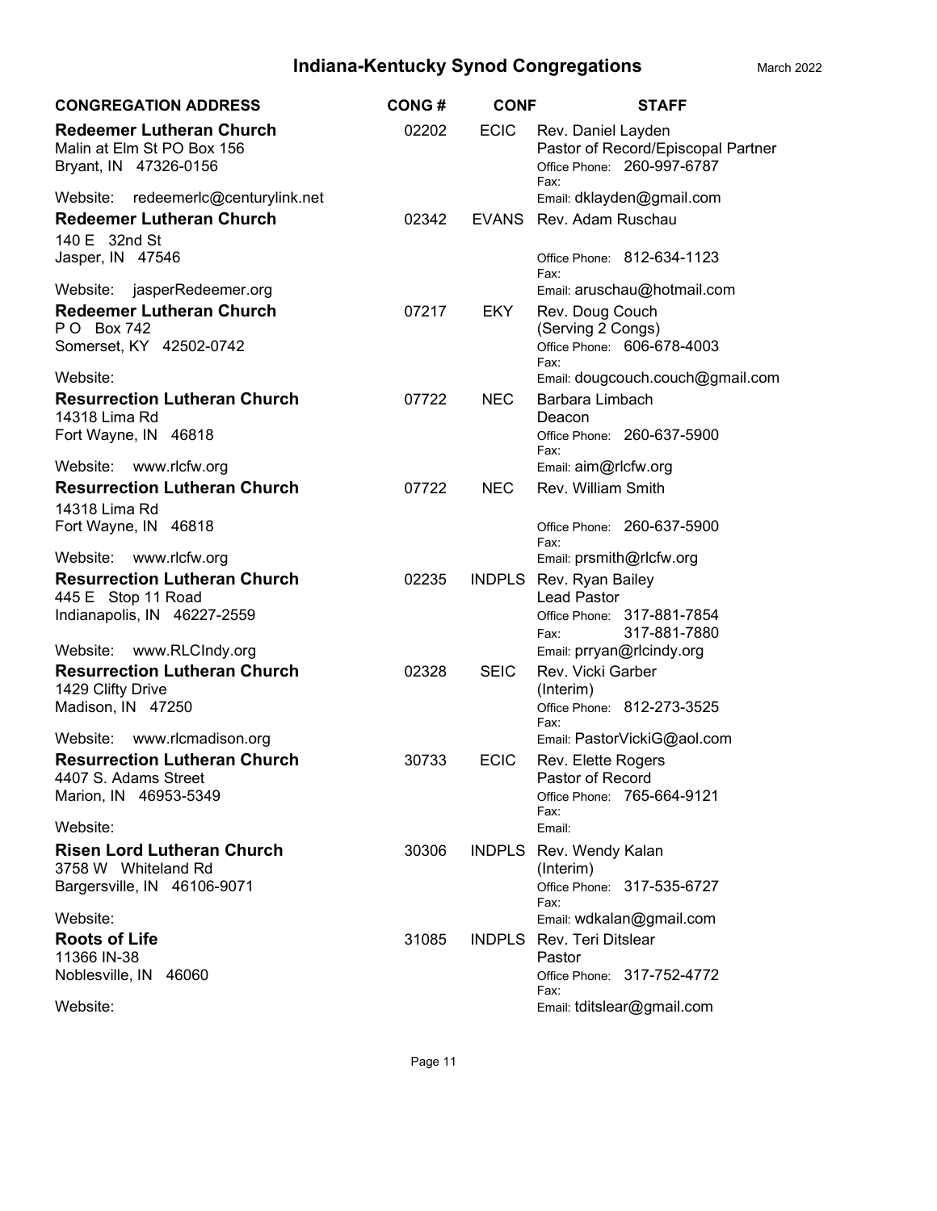# Indiana-Kentucky Synod Congregations

March 2022

| CONGREGATION ADDRESS | CONG # | CONF | STAFF |
| --- | --- | --- | --- |
| **Redeemer Lutheran Church**<br>Malin at Elm St PO Box 156<br>Bryant, IN 47326-0156<br>Website: redeemerlc@centurylink.net | 02202 | ECIC | Rev. Daniel Layden<br>Pastor of Record/Episcopal Partner<br>Office Phone: 260-997-6787<br>Fax:<br>Email: dklayden@gmail.com |
| **Redeemer Lutheran Church**<br>140 E 32nd St<br>Jasper, IN 47546<br>Website: jasperRedeemer.org | 02342 | EVANS | Rev. Adam Ruschau<br>Office Phone: 812-634-1123<br>Fax:<br>Email: aruschau@hotmail.com |
| **Redeemer Lutheran Church**<br>P O Box 742<br>Somerset, KY 42502-0742<br>Website: | 07217 | EKY | Rev. Doug Couch<br>(Serving 2 Congs)<br>Office Phone: 606-678-4003<br>Fax:<br>Email: dougcouch.couch@gmail.com |
| **Resurrection Lutheran Church**<br>14318 Lima Rd<br>Fort Wayne, IN 46818<br>Website: www.rlcfw.org | 07722 | NEC | Barbara Limbach<br>Deacon<br>Office Phone: 260-637-5900<br>Fax:<br>Email: aim@rlcfw.org |
| **Resurrection Lutheran Church**<br>14318 Lima Rd<br>Fort Wayne, IN 46818<br>Website: www.rlcfw.org | 07722 | NEC | Rev. William Smith<br>Office Phone: 260-637-5900<br>Fax:<br>Email: prsmith@rlcfw.org |
| **Resurrection Lutheran Church**<br>445 E Stop 11 Road<br>Indianapolis, IN 46227-2559<br>Website: www.RLCIndy.org | 02235 | INDPLS | Rev. Ryan Bailey<br>Lead Pastor<br>Office Phone: 317-881-7854<br>Fax: 317-881-7880<br>Email: prryan@rlcindy.org |
| **Resurrection Lutheran Church**<br>1429 Clifty Drive<br>Madison, IN 47250<br>Website: www.rlcmadison.org | 02328 | SEIC | Rev. Vicki Garber<br>(Interim)<br>Office Phone: 812-273-3525<br>Fax:<br>Email: PastorVickiG@aol.com |
| **Resurrection Lutheran Church**<br>4407 S. Adams Street<br>Marion, IN 46953-5349<br>Website: | 30733 | ECIC | Rev. Elette Rogers<br>Pastor of Record<br>Office Phone: 765-664-9121<br>Fax:<br>Email: |
| **Risen Lord Lutheran Church**<br>3758 W Whiteland Rd<br>Bargersville, IN 46106-9071<br>Website: | 30306 | INDPLS | Rev. Wendy Kalan<br>(Interim)<br>Office Phone: 317-535-6727<br>Fax:<br>Email: wdkalan@gmail.com |
| **Roots of Life**<br>11366 IN-38<br>Noblesville, IN 46060<br>Website: | 31085 | INDPLS | Rev. Teri Ditslear<br>Pastor<br>Office Phone: 317-752-4772<br>Fax:<br>Email: tditslear@gmail.com |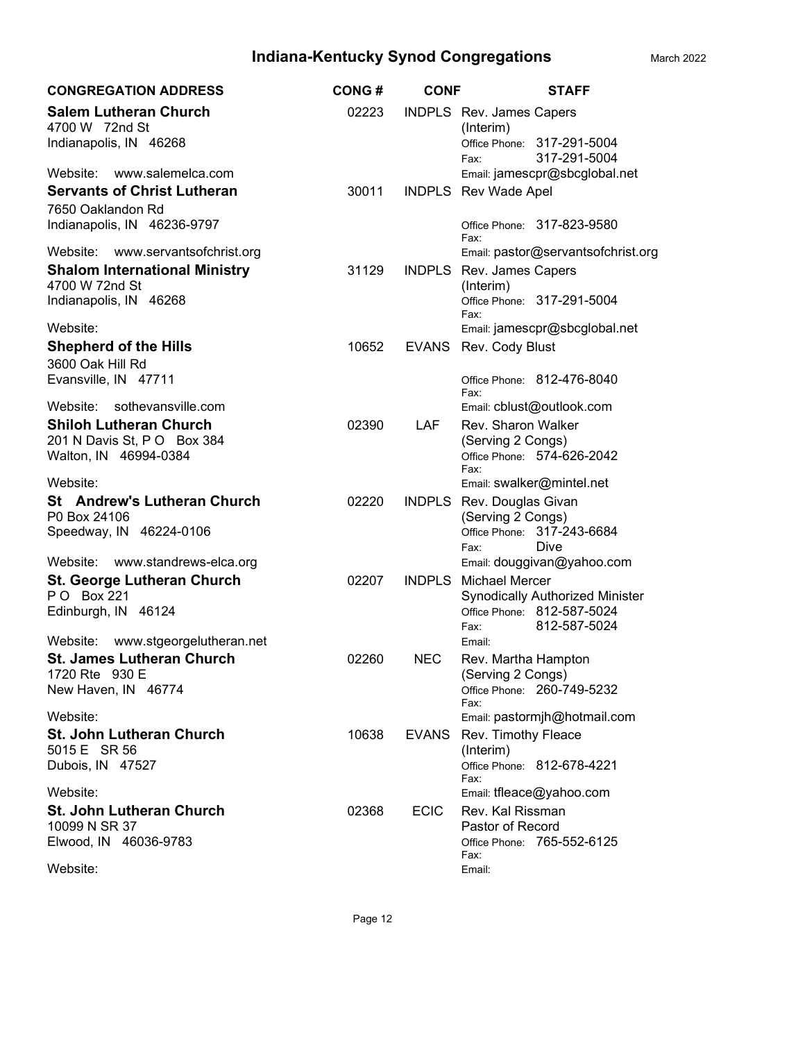# Indiana-Kentucky Synod Congregations

March 2022

| CONGREGATION ADDRESS | CONG # | CONF | STAFF |
|---|---|---|---|
| **Salem Lutheran Church**<br>4700 W 72nd St<br>Indianapolis, IN 46268<br>Website: www.salemelca.com | 02223 | INDPLS | Rev. James Capers<br>(Interim)<br>Office Phone: 317-291-5004<br>Fax: 317-291-5004<br>Email: jamescpr@sbcglobal.net |
| **Servants of Christ Lutheran**<br>7650 Oaklandon Rd<br>Indianapolis, IN 46236-9797<br>Website: www.servantsofchrist.org | 30011 | INDPLS | Rev Wade Apel<br>Office Phone: 317-823-9580<br>Fax:<br>Email: pastor@servantsofchrist.org |
| **Shalom International Ministry**<br>4700 W 72nd St<br>Indianapolis, IN 46268<br>Website: | 31129 | INDPLS | Rev. James Capers<br>(Interim)<br>Office Phone: 317-291-5004<br>Fax:<br>Email: jamescpr@sbcglobal.net |
| **Shepherd of the Hills**<br>3600 Oak Hill Rd<br>Evansville, IN 47711<br>Website: sothevansville.com | 10652 | EVANS | Rev. Cody Blust<br>Office Phone: 812-476-8040<br>Fax:<br>Email: cblust@outlook.com |
| **Shiloh Lutheran Church**<br>201 N Davis St, P O Box 384<br>Walton, IN 46994-0384<br>Website: | 02390 | LAF | Rev. Sharon Walker<br>(Serving 2 Congs)<br>Office Phone: 574-626-2042<br>Fax:<br>Email: swalker@mintel.net |
| **St Andrew's Lutheran Church**<br>P0 Box 24106<br>Speedway, IN 46224-0106<br>Website: www.standrews-elca.org | 02220 | INDPLS | Rev. Douglas Givan<br>(Serving 2 Congs)<br>Office Phone: 317-243-6684<br>Fax: Dive<br>Email: douggivan@yahoo.com |
| **St. George Lutheran Church**<br>P O Box 221<br>Edinburgh, IN 46124<br>Website: www.stgeorgelutheran.net | 02207 | INDPLS | Michael Mercer<br>Synodically Authorized Minister<br>Office Phone: 812-587-5024<br>Fax: 812-587-5024<br>Email: |
| **St. James Lutheran Church**<br>1720 Rte 930 E<br>New Haven, IN 46774<br>Website: | 02260 | NEC | Rev. Martha Hampton<br>(Serving 2 Congs)<br>Office Phone: 260-749-5232<br>Fax:<br>Email: pastormjh@hotmail.com |
| **St. John Lutheran Church**<br>5015 E SR 56<br>Dubois, IN 47527<br>Website: | 10638 | EVANS | Rev. Timothy Fleace<br>(Interim)<br>Office Phone: 812-678-4221<br>Fax:<br>Email: tfleace@yahoo.com |
| **St. John Lutheran Church**<br>10099 N SR 37<br>Elwood, IN 46036-9783<br>Website: | 02368 | ECIC | Rev. Kal Rissman<br>Pastor of Record<br>Office Phone: 765-552-6125<br>Fax:<br>Email: |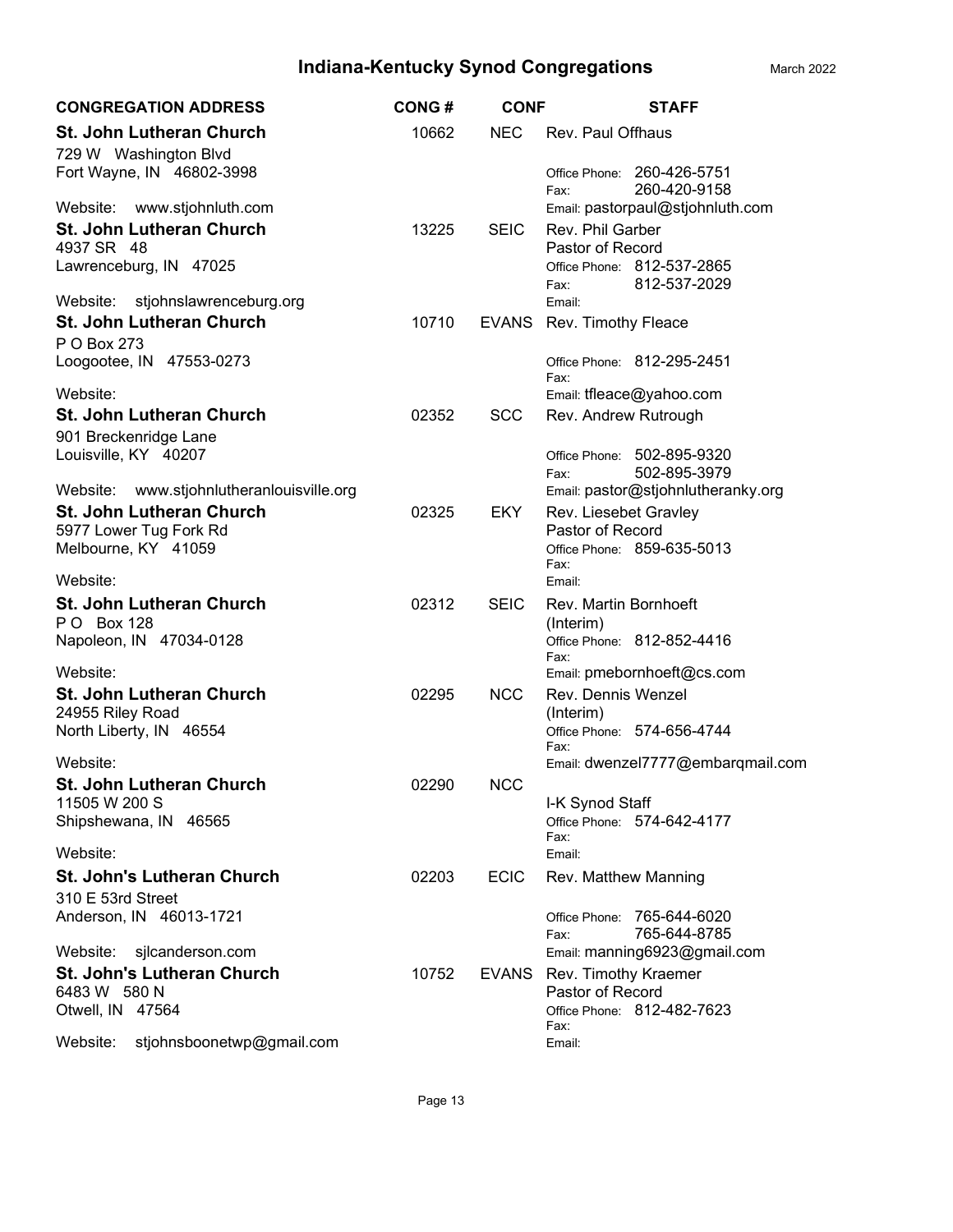# Indiana-Kentucky Synod Congregations

March 2022

| CONGREGATION ADDRESS | CONG # | CONF | STAFF |
|---|---|---|---|
| **St. John Lutheran Church**<br>729 W Washington Blvd<br>Fort Wayne, IN 46802-3998<br>Website: www.stjohnluth.com | 10662 | NEC | Rev. Paul Offhaus<br>Office Phone: 260-426-5751<br>Fax: 260-420-9158<br>Email: pastorpaul@stjohnluth.com |
| **St. John Lutheran Church**<br>4937 SR 48<br>Lawrenceburg, IN 47025<br>Website: stjohnslawrenceburg.org | 13225 | SEIC | Rev. Phil Garber<br>Pastor of Record<br>Office Phone: 812-537-2865<br>Fax: 812-537-2029<br>Email: |
| **St. John Lutheran Church**<br>P O Box 273<br>Loogootee, IN 47553-0273<br>Website: | 10710 | EVANS | Rev. Timothy Fleace<br>Office Phone: 812-295-2451<br>Fax:<br>Email: tfleace@yahoo.com |
| **St. John Lutheran Church**<br>901 Breckenridge Lane<br>Louisville, KY 40207<br>Website: www.stjohnlutheranlouisville.org | 02352 | SCC | Rev. Andrew Rutrough<br>Office Phone: 502-895-9320<br>Fax: 502-895-3979<br>Email: pastor@stjohnlutheranky.org |
| **St. John Lutheran Church**<br>5977 Lower Tug Fork Rd<br>Melbourne, KY 41059<br>Website: | 02325 | EKY | Rev. Liesebet Gravley<br>Pastor of Record<br>Office Phone: 859-635-5013<br>Fax:<br>Email: |
| **St. John Lutheran Church**<br>P O Box 128<br>Napoleon, IN 47034-0128<br>Website: | 02312 | SEIC | Rev. Martin Bornhoeft<br>(Interim)<br>Office Phone: 812-852-4416<br>Fax:<br>Email: pmebornhoeft@cs.com |
| **St. John Lutheran Church**<br>24955 Riley Road<br>North Liberty, IN 46554<br>Website: | 02295 | NCC | Rev. Dennis Wenzel<br>(Interim)<br>Office Phone: 574-656-4744<br>Fax:<br>Email: dwenzel7777@embarqmail.com |
| **St. John Lutheran Church**<br>11505 W 200 S<br>Shipshewana, IN 46565<br>Website: | 02290 | NCC | I-K Synod Staff<br>Office Phone: 574-642-4177<br>Fax:<br>Email: |
| **St. John's Lutheran Church**<br>310 E 53rd Street<br>Anderson, IN 46013-1721<br>Website: sjlcanderson.com | 02203 | ECIC | Rev. Matthew Manning<br>Office Phone: 765-644-6020<br>Fax: 765-644-8785<br>Email: manning6923@gmail.com |
| **St. John's Lutheran Church**<br>6483 W 580 N<br>Otwell, IN 47564<br>Website: stjohnsboonetwp@gmail.com | 10752 | EVANS | Rev. Timothy Kraemer<br>Pastor of Record<br>Office Phone: 812-482-7623<br>Fax:<br>Email: |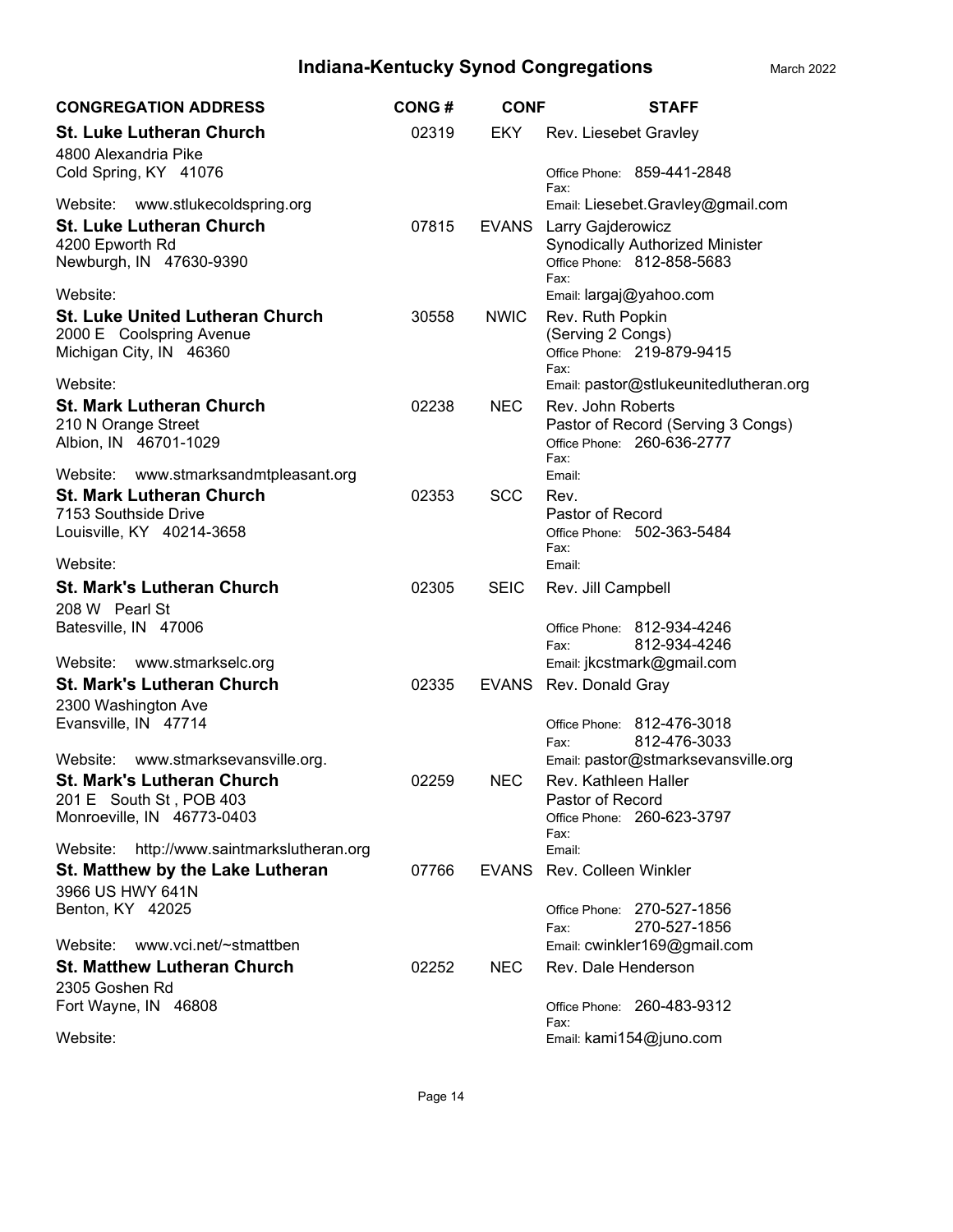# Indiana-Kentucky Synod Congregations

March 2022

| CONGREGATION ADDRESS | CONG # | CONF | STAFF |
|---|---|---|---|
| **St. Luke Lutheran Church**<br>4800 Alexandria Pike<br>Cold Spring, KY 41076<br>Website: www.stlukecoldspring.org | 02319 | EKY | Rev. Liesebet Gravley<br>Office Phone: 859-441-2848<br>Fax:<br>Email: Liesebet.Gravley@gmail.com |
| **St. Luke Lutheran Church**<br>4200 Epworth Rd<br>Newburgh, IN 47630-9390<br>Website: | 07815 | EVANS | Larry Gajderowicz<br>Synodically Authorized Minister<br>Office Phone: 812-858-5683<br>Fax:<br>Email: largaj@yahoo.com |
| **St. Luke United Lutheran Church**<br>2000 E Coolspring Avenue<br>Michigan City, IN 46360<br>Website: | 30558 | NWIC | Rev. Ruth Popkin<br>(Serving 2 Congs)<br>Office Phone: 219-879-9415<br>Fax:<br>Email: pastor@stlukeunitedlutheran.org |
| **St. Mark Lutheran Church**<br>210 N Orange Street<br>Albion, IN 46701-1029<br>Website: www.stmarksandmtpleasant.org | 02238 | NEC | Rev. John Roberts<br>Pastor of Record (Serving 3 Congs)<br>Office Phone: 260-636-2777<br>Fax:<br>Email: |
| **St. Mark Lutheran Church**<br>7153 Southside Drive<br>Louisville, KY 40214-3658<br>Website: | 02353 | SCC | Rev.<br>Pastor of Record<br>Office Phone: 502-363-5484<br>Fax:<br>Email: |
| **St. Mark's Lutheran Church**<br>208 W Pearl St<br>Batesville, IN 47006<br>Website: www.stmarkselc.org | 02305 | SEIC | Rev. Jill Campbell<br>Office Phone: 812-934-4246<br>Fax: 812-934-4246<br>Email: jkcstmark@gmail.com |
| **St. Mark's Lutheran Church**<br>2300 Washington Ave<br>Evansville, IN 47714<br>Website: www.stmarksevansville.org. | 02335 | EVANS | Rev. Donald Gray<br>Office Phone: 812-476-3018<br>Fax: 812-476-3033<br>Email: pastor@stmarksevansville.org |
| **St. Mark's Lutheran Church**<br>201 E South St , POB 403<br>Monroeville, IN 46773-0403<br>Website: http://www.saintmarkslutheran.org | 02259 | NEC | Rev. Kathleen Haller<br>Pastor of Record<br>Office Phone: 260-623-3797<br>Fax:<br>Email: |
| **St. Matthew by the Lake Lutheran**<br>3966 US HWY 641N<br>Benton, KY 42025<br>Website: www.vci.net/~stmattben | 07766 | EVANS | Rev. Colleen Winkler<br>Office Phone: 270-527-1856<br>Fax: 270-527-1856<br>Email: cwinkler169@gmail.com |
| **St. Matthew Lutheran Church**<br>2305 Goshen Rd<br>Fort Wayne, IN 46808<br>Website: | 02252 | NEC | Rev. Dale Henderson<br>Office Phone: 260-483-9312<br>Fax:<br>Email: kami154@juno.com |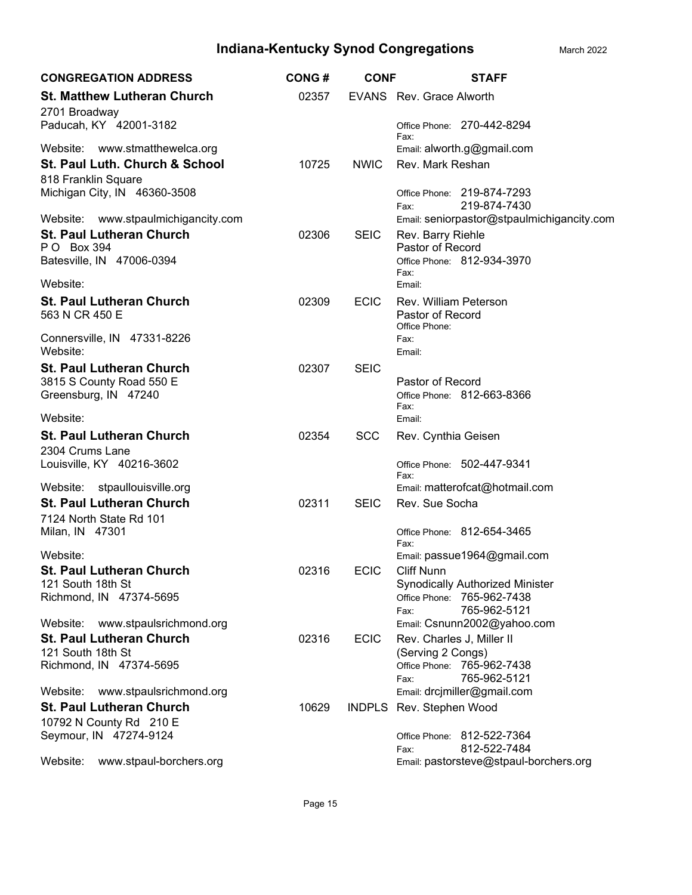# Indiana-Kentucky Synod Congregations

March 2022

| CONGREGATION ADDRESS | CONG # | CONF | STAFF |
|---|---|---|---|
| **St. Matthew Lutheran Church**<br>2701 Broadway<br>Paducah, KY 42001-3182<br>Website: www.stmatthewelca.org | 02357 | EVANS | Rev. Grace Alworth<br>Office Phone: 270-442-8294<br>Fax:<br>Email: alworth.g@gmail.com |
| **St. Paul Luth. Church & School**<br>818 Franklin Square<br>Michigan City, IN 46360-3508<br>Website: www.stpaulmichigancity.com | 10725 | NWIC | Rev. Mark Reshan<br>Office Phone: 219-874-7293<br>Fax: 219-874-7430<br>Email: seniorpastor@stpaulmichigancity.com |
| **St. Paul Lutheran Church**<br>P O Box 394<br>Batesville, IN 47006-0394<br>Website: | 02306 | SEIC | Rev. Barry Riehle<br>Pastor of Record<br>Office Phone: 812-934-3970<br>Fax:<br>Email: |
| **St. Paul Lutheran Church**<br>563 N CR 450 E<br>Connersville, IN 47331-8226<br>Website: | 02309 | ECIC | Rev. William Peterson<br>Pastor of Record<br>Office Phone:<br>Fax:<br>Email: |
| **St. Paul Lutheran Church**<br>3815 S County Road 550 E<br>Greensburg, IN 47240<br>Website: | 02307 | SEIC | Pastor of Record<br>Office Phone: 812-663-8366<br>Fax:<br>Email: |
| **St. Paul Lutheran Church**<br>2304 Crums Lane<br>Louisville, KY 40216-3602<br>Website: stpaullouisville.org | 02354 | SCC | Rev. Cynthia Geisen<br>Office Phone: 502-447-9341<br>Fax:<br>Email: matterofcat@hotmail.com |
| **St. Paul Lutheran Church**<br>7124 North State Rd 101<br>Milan, IN 47301<br>Website: | 02311 | SEIC | Rev. Sue Socha<br>Office Phone: 812-654-3465<br>Fax:<br>Email: passue1964@gmail.com |
| **St. Paul Lutheran Church**<br>121 South 18th St<br>Richmond, IN 47374-5695<br>Website: www.stpaulsrichmond.org | 02316 | ECIC | Cliff Nunn<br>Synodically Authorized Minister<br>Office Phone: 765-962-7438<br>Fax: 765-962-5121<br>Email: Csnunn2002@yahoo.com |
| **St. Paul Lutheran Church**<br>121 South 18th St<br>Richmond, IN 47374-5695<br>Website: www.stpaulsrichmond.org | 02316 | ECIC | Rev. Charles J, Miller II<br>(Serving 2 Congs)<br>Office Phone: 765-962-7438<br>Fax: 765-962-5121<br>Email: drcjmiller@gmail.com |
| **St. Paul Lutheran Church**<br>10792 N County Rd 210 E<br>Seymour, IN 47274-9124<br>Website: www.stpaul-borchers.org | 10629 | INDPLS | Rev. Stephen Wood<br>Office Phone: 812-522-7364<br>Fax: 812-522-7484<br>Email: pastorsteve@stpaul-borchers.org |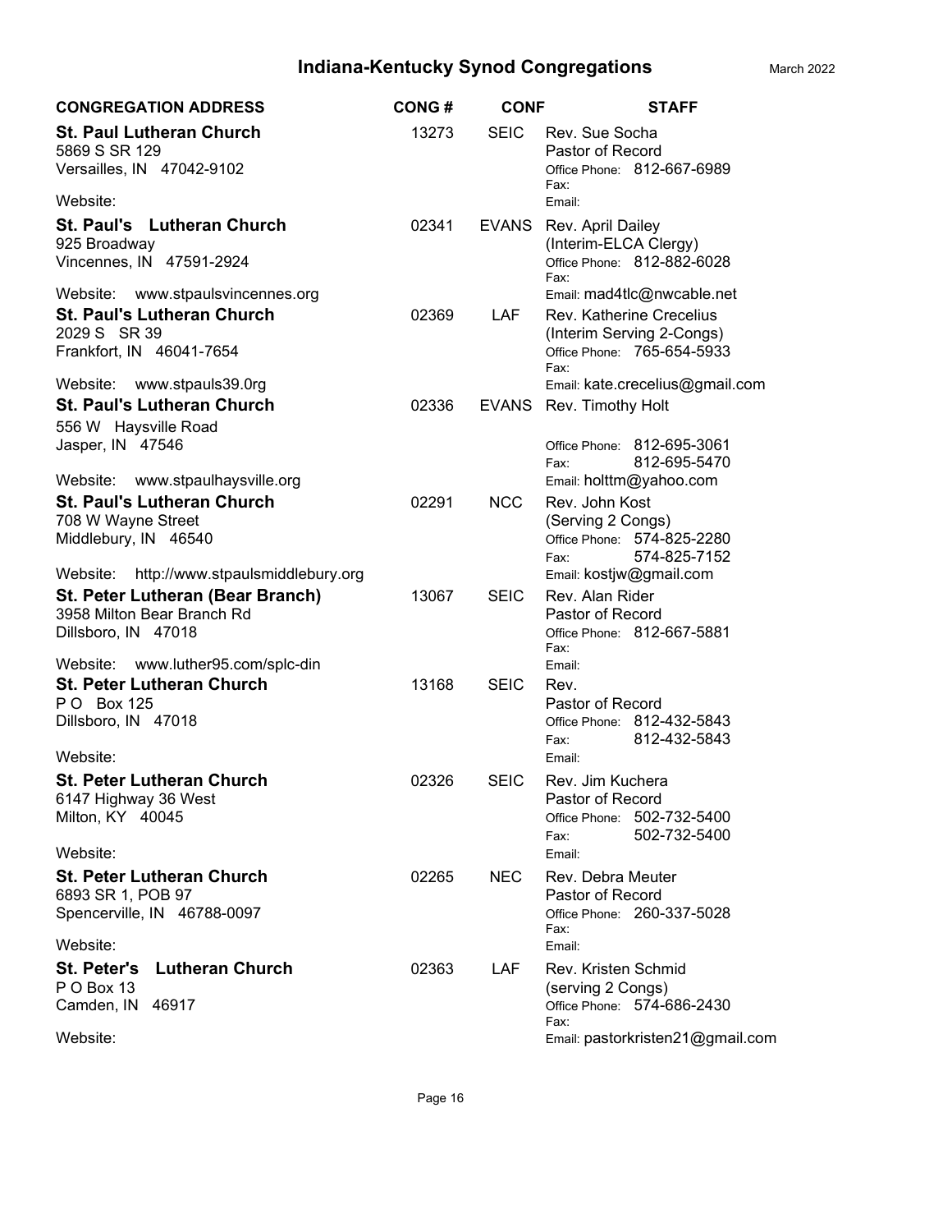# Indiana-Kentucky Synod Congregations

March 2022

| CONGREGATION ADDRESS | CONG # | CONF | STAFF |
|---|---|---|---|
| **St. Paul Lutheran Church**<br>5869 S SR 129<br>Versailles, IN 47042-9102<br>Website: | 13273 | SEIC | Rev. Sue Socha<br>Pastor of Record<br>Office Phone: 812-667-6989<br>Fax:<br>Email: |
| **St. Paul's Lutheran Church**<br>925 Broadway<br>Vincennes, IN 47591-2924<br>Website: www.stpaulsvincennes.org | 02341 | EVANS | Rev. April Dailey<br>(Interim-ELCA Clergy)<br>Office Phone: 812-882-6028<br>Fax:<br>Email: mad4tlc@nwcable.net |
| **St. Paul's Lutheran Church**<br>2029 S SR 39<br>Frankfort, IN 46041-7654<br>Website: www.stpauls39.0rg | 02369 | LAF | Rev. Katherine Crecelius<br>(Interim Serving 2-Congs)<br>Office Phone: 765-654-5933<br>Fax:<br>Email: kate.crecelius@gmail.com |
| **St. Paul's Lutheran Church**<br>556 W Haysville Road<br>Jasper, IN 47546<br>Website: www.stpaulhaysville.org | 02336 | EVANS | Rev. Timothy Holt<br>Office Phone: 812-695-3061<br>Fax: 812-695-5470<br>Email: holttm@yahoo.com |
| **St. Paul's Lutheran Church**<br>708 W Wayne Street<br>Middlebury, IN 46540<br>Website: http://www.stpaulsmiddlebury.org | 02291 | NCC | Rev. John Kost<br>(Serving 2 Congs)<br>Office Phone: 574-825-2280<br>Fax: 574-825-7152<br>Email: kostjw@gmail.com |
| **St. Peter Lutheran (Bear Branch)**<br>3958 Milton Bear Branch Rd<br>Dillsboro, IN 47018<br>Website: www.luther95.com/splc-din | 13067 | SEIC | Rev. Alan Rider<br>Pastor of Record<br>Office Phone: 812-667-5881<br>Fax:<br>Email: |
| **St. Peter Lutheran Church**<br>P O Box 125<br>Dillsboro, IN 47018<br>Website: | 13168 | SEIC | Rev.<br>Pastor of Record<br>Office Phone: 812-432-5843<br>Fax: 812-432-5843<br>Email: |
| **St. Peter Lutheran Church**<br>6147 Highway 36 West<br>Milton, KY 40045<br>Website: | 02326 | SEIC | Rev. Jim Kuchera<br>Pastor of Record<br>Office Phone: 502-732-5400<br>Fax: 502-732-5400<br>Email: |
| **St. Peter Lutheran Church**<br>6893 SR 1, POB 97<br>Spencerville, IN 46788-0097<br>Website: | 02265 | NEC | Rev. Debra Meuter<br>Pastor of Record<br>Office Phone: 260-337-5028<br>Fax:<br>Email: |
| **St. Peter's Lutheran Church**<br>P O Box 13<br>Camden, IN 46917<br>Website: | 02363 | LAF | Rev. Kristen Schmid<br>(serving 2 Congs)<br>Office Phone: 574-686-2430<br>Fax:<br>Email: pastorkristen21@gmail.com |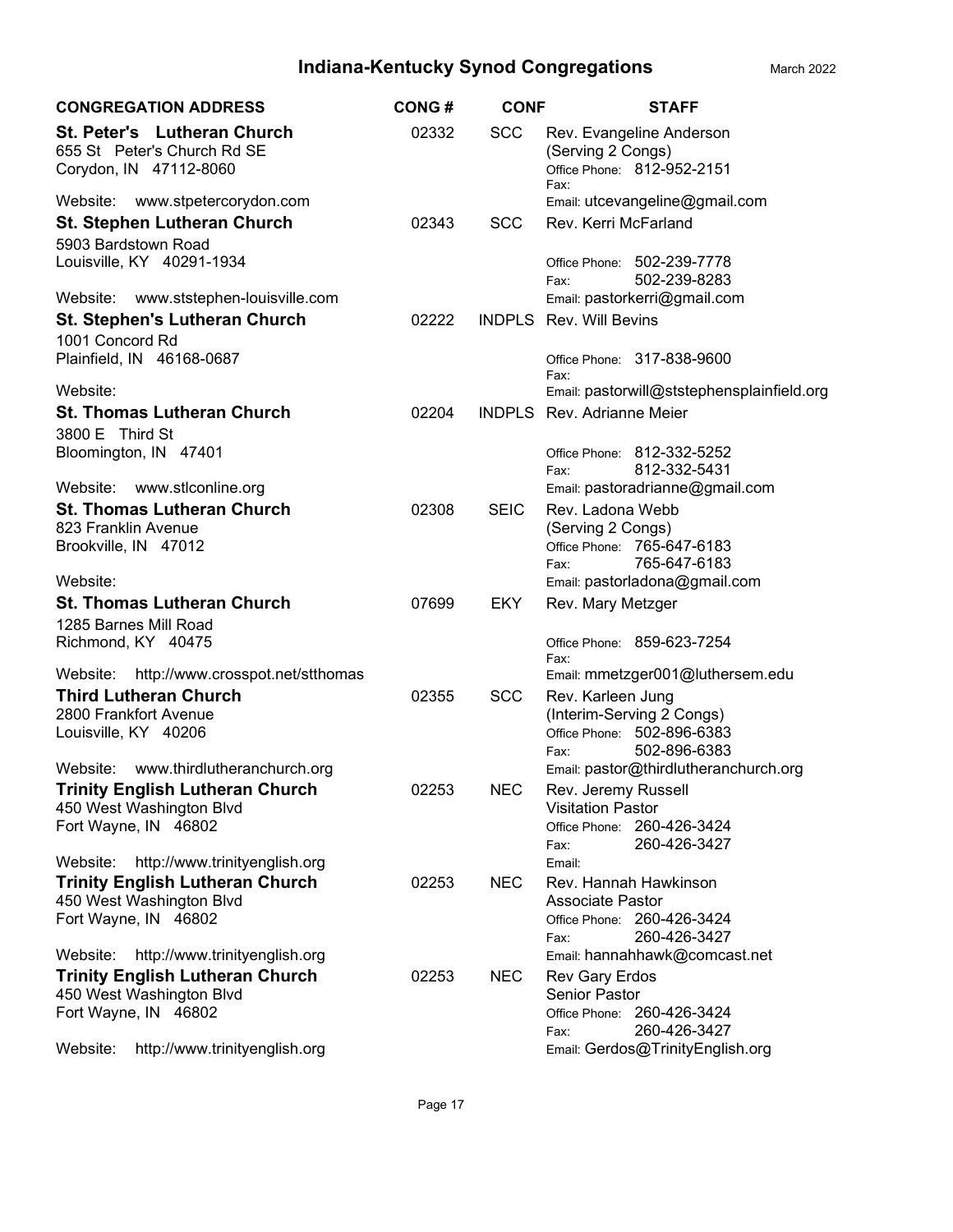# Indiana-Kentucky Synod Congregations

March 2022

| CONGREGATION ADDRESS | CONG # | CONF | STAFF |
|---|---|---|---|
| **St. Peter's Lutheran Church**<br>655 St Peter's Church Rd SE<br>Corydon, IN 47112-8060<br>Website: www.stpetercorydon.com | 02332 | SCC | Rev. Evangeline Anderson<br>(Serving 2 Congs)<br>Office Phone: 812-952-2151<br>Fax:<br>Email: utcevangeline@gmail.com |
| **St. Stephen Lutheran Church**<br>5903 Bardstown Road<br>Louisville, KY 40291-1934<br>Website: www.ststephen-louisville.com | 02343 | SCC | Rev. Kerri McFarland<br>Office Phone: 502-239-7778<br>Fax: 502-239-8283<br>Email: pastorkerri@gmail.com |
| **St. Stephen's Lutheran Church**<br>1001 Concord Rd<br>Plainfield, IN 46168-0687<br>Website: | 02222 | INDPLS | Rev. Will Bevins<br>Office Phone: 317-838-9600<br>Fax:<br>Email: pastorwill@ststephensplainfield.org |
| **St. Thomas Lutheran Church**<br>3800 E Third St<br>Bloomington, IN 47401<br>Website: www.stlconline.org | 02204 | INDPLS | Rev. Adrianne Meier<br>Office Phone: 812-332-5252<br>Fax: 812-332-5431<br>Email: pastoradrianne@gmail.com |
| **St. Thomas Lutheran Church**<br>823 Franklin Avenue<br>Brookville, IN 47012<br>Website: | 02308 | SEIC | Rev. Ladona Webb<br>(Serving 2 Congs)<br>Office Phone: 765-647-6183<br>Fax: 765-647-6183<br>Email: pastorladona@gmail.com |
| **St. Thomas Lutheran Church**<br>1285 Barnes Mill Road<br>Richmond, KY 40475<br>Website: http://www.crosspot.net/stthomas | 07699 | EKY | Rev. Mary Metzger<br>Office Phone: 859-623-7254<br>Fax:<br>Email: mmetzger001@luthersem.edu |
| **Third Lutheran Church**<br>2800 Frankfort Avenue<br>Louisville, KY 40206<br>Website: www.thirdlutheranchurch.org | 02355 | SCC | Rev. Karleen Jung<br>(Interim-Serving 2 Congs)<br>Office Phone: 502-896-6383<br>Fax: 502-896-6383<br>Email: pastor@thirdlutheranchurch.org |
| **Trinity English Lutheran Church**<br>450 West Washington Blvd<br>Fort Wayne, IN 46802<br>Website: http://www.trinityenglish.org | 02253 | NEC | Rev. Jeremy Russell<br>Visitation Pastor<br>Office Phone: 260-426-3424<br>Fax: 260-426-3427<br>Email: |
| **Trinity English Lutheran Church**<br>450 West Washington Blvd<br>Fort Wayne, IN 46802<br>Website: http://www.trinityenglish.org | 02253 | NEC | Rev. Hannah Hawkinson<br>Associate Pastor<br>Office Phone: 260-426-3424<br>Fax: 260-426-3427<br>Email: hannahhawk@comcast.net |
| **Trinity English Lutheran Church**<br>450 West Washington Blvd<br>Fort Wayne, IN 46802<br>Website: http://www.trinityenglish.org | 02253 | NEC | Rev Gary Erdos<br>Senior Pastor<br>Office Phone: 260-426-3424<br>Fax: 260-426-3427<br>Email: Gerdos@TrinityEnglish.org |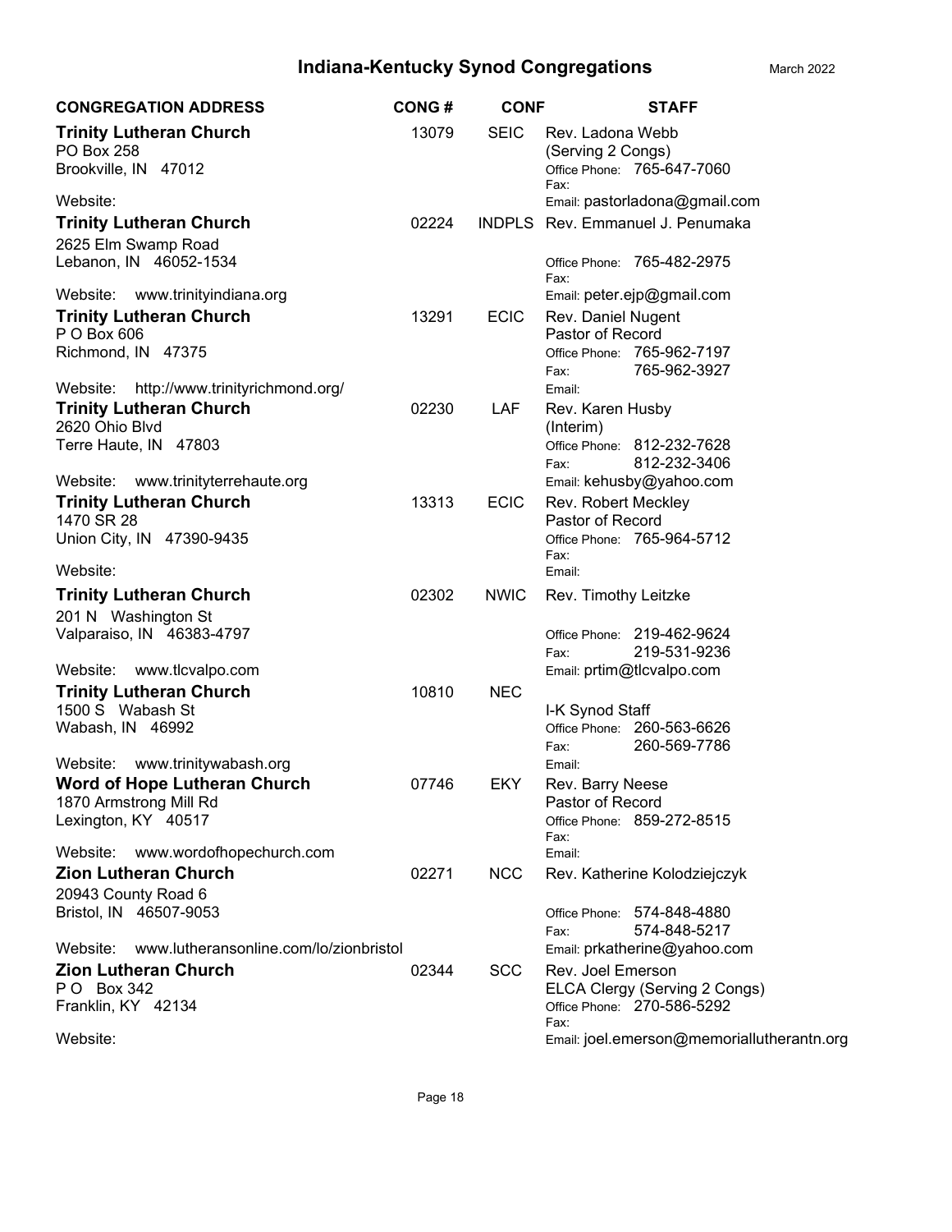# Indiana-Kentucky Synod Congregations

March 2022

| CONGREGATION ADDRESS | CONG # | CONF | STAFF |
|---|---|---|---|
| **Trinity Lutheran Church**<br>PO Box 258<br>Brookville, IN 47012<br>Website: | 13079 | SEIC | Rev. Ladona Webb<br>(Serving 2 Congs)<br>Office Phone: 765-647-7060<br>Fax:<br>Email: pastorladona@gmail.com |
| **Trinity Lutheran Church**<br>2625 Elm Swamp Road<br>Lebanon, IN 46052-1534<br>Website: www.trinityindiana.org | 02224 | INDPLS | Rev. Emmanuel J. Penumaka<br>Office Phone: 765-482-2975<br>Fax:<br>Email: peter.ejp@gmail.com |
| **Trinity Lutheran Church**<br>P O Box 606<br>Richmond, IN 47375<br>Website: http://www.trinityrichmond.org/ | 13291 | ECIC | Rev. Daniel Nugent<br>Pastor of Record<br>Office Phone: 765-962-7197<br>Fax: 765-962-3927<br>Email: |
| **Trinity Lutheran Church**<br>2620 Ohio Blvd<br>Terre Haute, IN 47803<br>Website: www.trinityterrehaute.org | 02230 | LAF | Rev. Karen Husby<br>(Interim)<br>Office Phone: 812-232-7628<br>Fax: 812-232-3406<br>Email: kehusby@yahoo.com |
| **Trinity Lutheran Church**<br>1470 SR 28<br>Union City, IN 47390-9435<br>Website: | 13313 | ECIC | Rev. Robert Meckley<br>Pastor of Record<br>Office Phone: 765-964-5712<br>Fax:<br>Email: |
| **Trinity Lutheran Church**<br>201 N Washington St<br>Valparaiso, IN 46383-4797<br>Website: www.tlcvalpo.com | 02302 | NWIC | Rev. Timothy Leitzke<br>Office Phone: 219-462-9624<br>Fax: 219-531-9236<br>Email: prtim@tlcvalpo.com |
| **Trinity Lutheran Church**<br>1500 S Wabash St<br>Wabash, IN 46992<br>Website: www.trinitywabash.org | 10810 | NEC | I-K Synod Staff<br>Office Phone: 260-563-6626<br>Fax: 260-569-7786<br>Email: |
| **Word of Hope Lutheran Church**<br>1870 Armstrong Mill Rd<br>Lexington, KY 40517<br>Website: www.wordofhopechurch.com | 07746 | EKY | Rev. Barry Neese<br>Pastor of Record<br>Office Phone: 859-272-8515<br>Fax:<br>Email: |
| **Zion Lutheran Church**<br>20943 County Road 6<br>Bristol, IN 46507-9053<br>Website: www.lutheransonline.com/lo/zionbristol | 02271 | NCC | Rev. Katherine Kolodziejczyk<br>Office Phone: 574-848-4880<br>Fax: 574-848-5217<br>Email: prkatherine@yahoo.com |
| **Zion Lutheran Church**<br>P O Box 342<br>Franklin, KY 42134<br>Website: | 02344 | SCC | Rev. Joel Emerson<br>ELCA Clergy (Serving 2 Congs)<br>Office Phone: 270-586-5292<br>Fax:<br>Email: joel.emerson@memoriallutherantn.org |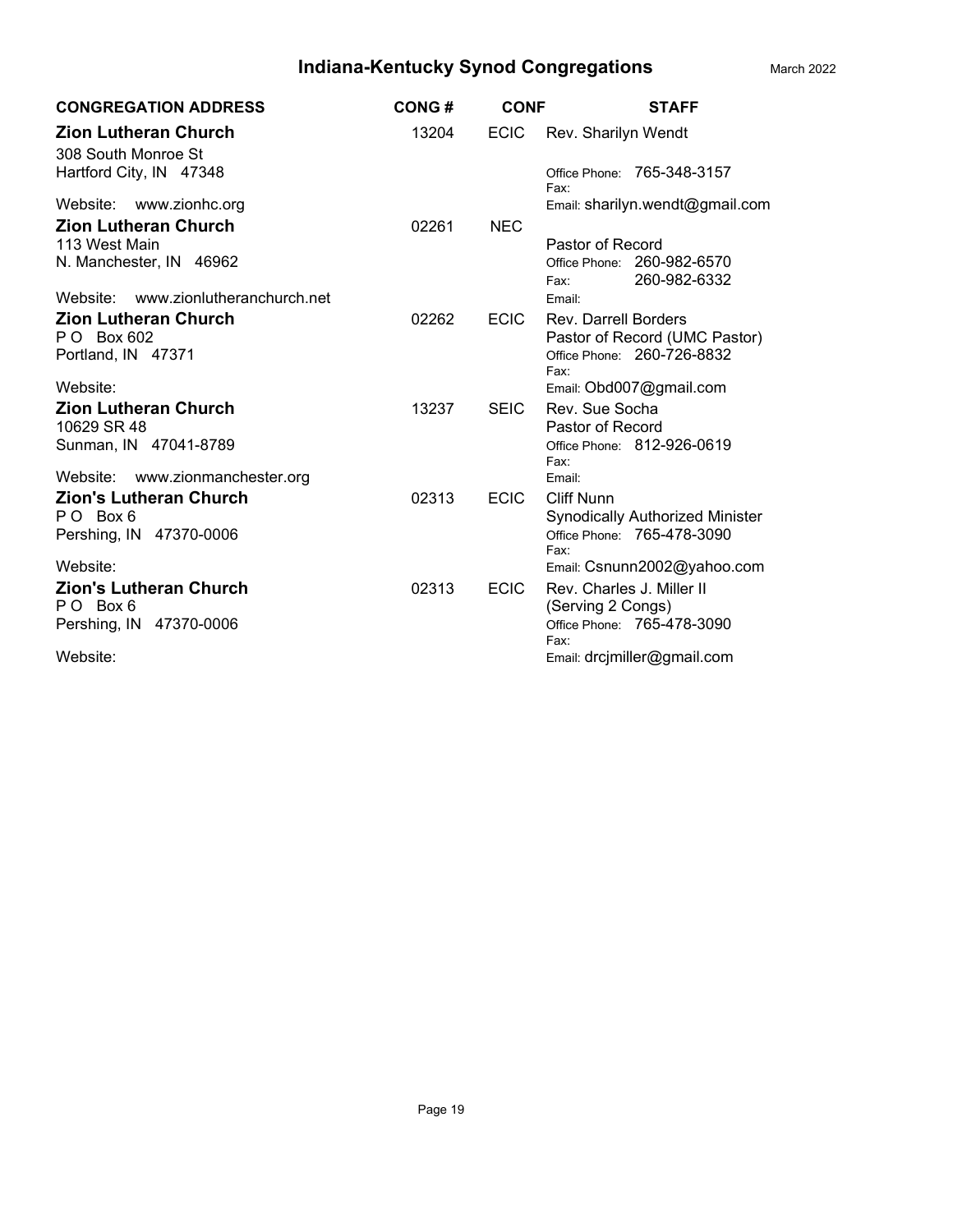# Indiana-Kentucky Synod Congregations

March 2022

| CONGREGATION ADDRESS | CONG # | CONF | STAFF |
|---|---|---|---|
| **Zion Lutheran Church**<br>308 South Monroe St<br>Hartford City, IN 47348<br>Website: www.zionhc.org | 13204 | ECIC | Rev. Sharilyn Wendt<br>Office Phone: 765-348-3157<br>Fax:<br>Email: sharilyn.wendt@gmail.com |
| **Zion Lutheran Church**<br>113 West Main<br>N. Manchester, IN 46962<br>Website: www.zionlutheranchurch.net | 02261 | NEC | Pastor of Record<br>Office Phone: 260-982-6570<br>Fax: 260-982-6332<br>Email: |
| **Zion Lutheran Church**<br>P O Box 602<br>Portland, IN 47371<br>Website: | 02262 | ECIC | Rev. Darrell Borders<br>Pastor of Record (UMC Pastor)<br>Office Phone: 260-726-8832<br>Fax:<br>Email: Obd007@gmail.com |
| **Zion Lutheran Church**<br>10629 SR 48<br>Sunman, IN 47041-8789<br>Website: www.zionmanchester.org | 13237 | SEIC | Rev. Sue Socha<br>Pastor of Record<br>Office Phone: 812-926-0619<br>Fax:<br>Email: |
| **Zion's Lutheran Church**<br>P O Box 6<br>Pershing, IN 47370-0006<br>Website: | 02313 | ECIC | Cliff Nunn<br>Synodically Authorized Minister<br>Office Phone: 765-478-3090<br>Fax:<br>Email: Csnunn2002@yahoo.com |
| **Zion's Lutheran Church**<br>P O Box 6<br>Pershing, IN 47370-0006<br>Website: | 02313 | ECIC | Rev. Charles J. Miller II<br>(Serving 2 Congs)<br>Office Phone: 765-478-3090<br>Fax:<br>Email: drcjmiller@gmail.com |